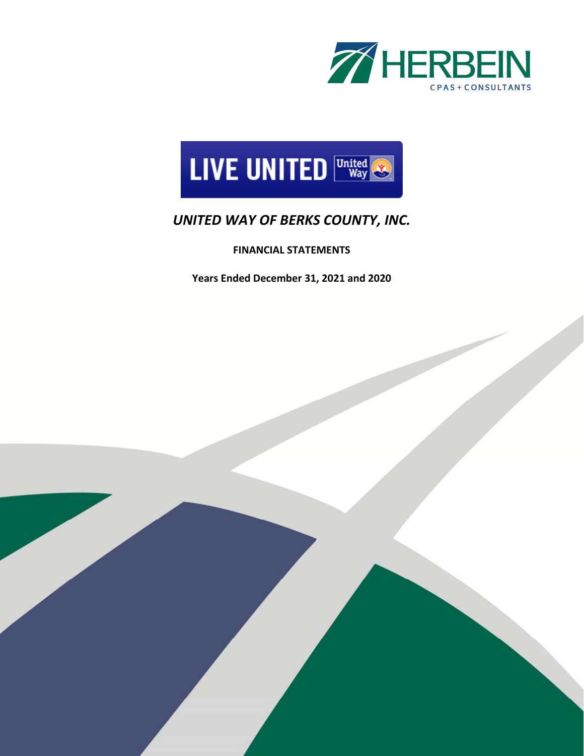HERBEIN
CPAS + CONSULTANTS

LIVE UNITED United Way

# *UNITED WAY OF BERKS COUNTY, INC.*

**FINANCIAL STATEMENTS**

**Years Ended December 31, 2021 and 2020**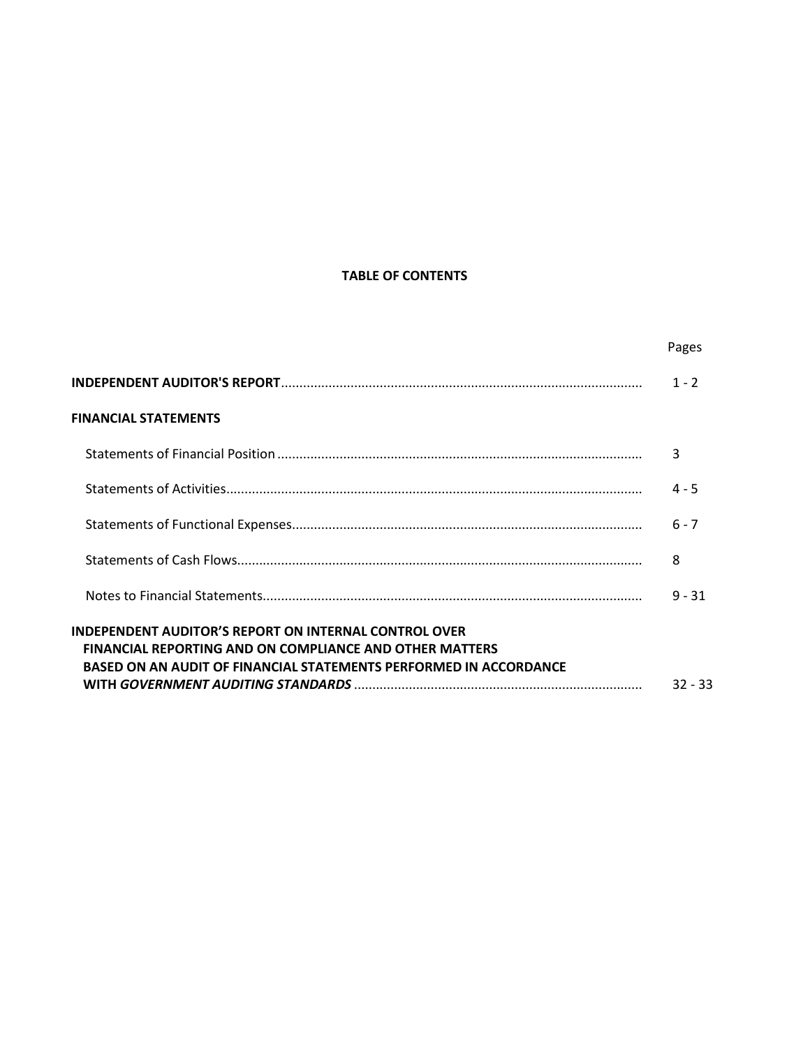# TABLE OF CONTENTS

| | Pages |
|---|---|
| **INDEPENDENT AUDITOR'S REPORT** | 1 - 2 |
| **FINANCIAL STATEMENTS** | |
| Statements of Financial Position | 3 |
| Statements of Activities | 4 - 5 |
| Statements of Functional Expenses | 6 - 7 |
| Statements of Cash Flows | 8 |
| Notes to Financial Statements | 9 - 31 |
| **INDEPENDENT AUDITOR'S REPORT ON INTERNAL CONTROL OVER FINANCIAL REPORTING AND ON COMPLIANCE AND OTHER MATTERS BASED ON AN AUDIT OF FINANCIAL STATEMENTS PERFORMED IN ACCORDANCE WITH *GOVERNMENT AUDITING STANDARDS*** | 32 - 33 |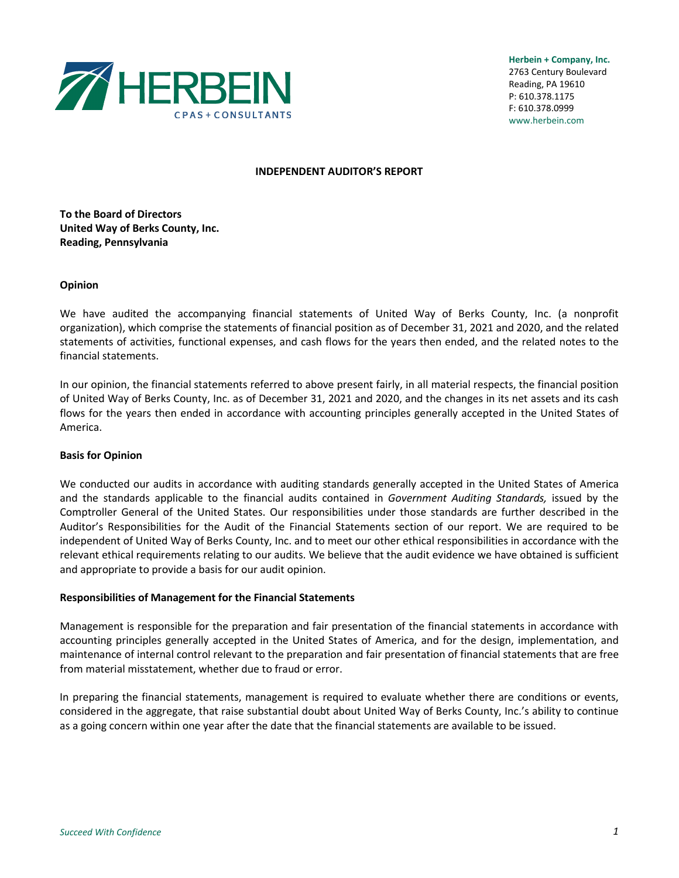Herbein + Company, Inc.
2763 Century Boulevard
Reading, PA 19610
P: 610.378.1175
F: 610.378.0999
www.herbein.com

## INDEPENDENT AUDITOR'S REPORT

**To the Board of Directors**
**United Way of Berks County, Inc.**
**Reading, Pennsylvania**

### Opinion

We have audited the accompanying financial statements of United Way of Berks County, Inc. (a nonprofit organization), which comprise the statements of financial position as of December 31, 2021 and 2020, and the related statements of activities, functional expenses, and cash flows for the years then ended, and the related notes to the financial statements.

In our opinion, the financial statements referred to above present fairly, in all material respects, the financial position of United Way of Berks County, Inc. as of December 31, 2021 and 2020, and the changes in its net assets and its cash flows for the years then ended in accordance with accounting principles generally accepted in the United States of America.

### Basis for Opinion

We conducted our audits in accordance with auditing standards generally accepted in the United States of America and the standards applicable to the financial audits contained in *Government Auditing Standards,* issued by the Comptroller General of the United States. Our responsibilities under those standards are further described in the Auditor's Responsibilities for the Audit of the Financial Statements section of our report. We are required to be independent of United Way of Berks County, Inc. and to meet our other ethical responsibilities in accordance with the relevant ethical requirements relating to our audits. We believe that the audit evidence we have obtained is sufficient and appropriate to provide a basis for our audit opinion.

### Responsibilities of Management for the Financial Statements

Management is responsible for the preparation and fair presentation of the financial statements in accordance with accounting principles generally accepted in the United States of America, and for the design, implementation, and maintenance of internal control relevant to the preparation and fair presentation of financial statements that are free from material misstatement, whether due to fraud or error.

In preparing the financial statements, management is required to evaluate whether there are conditions or events, considered in the aggregate, that raise substantial doubt about United Way of Berks County, Inc.'s ability to continue as a going concern within one year after the date that the financial statements are available to be issued.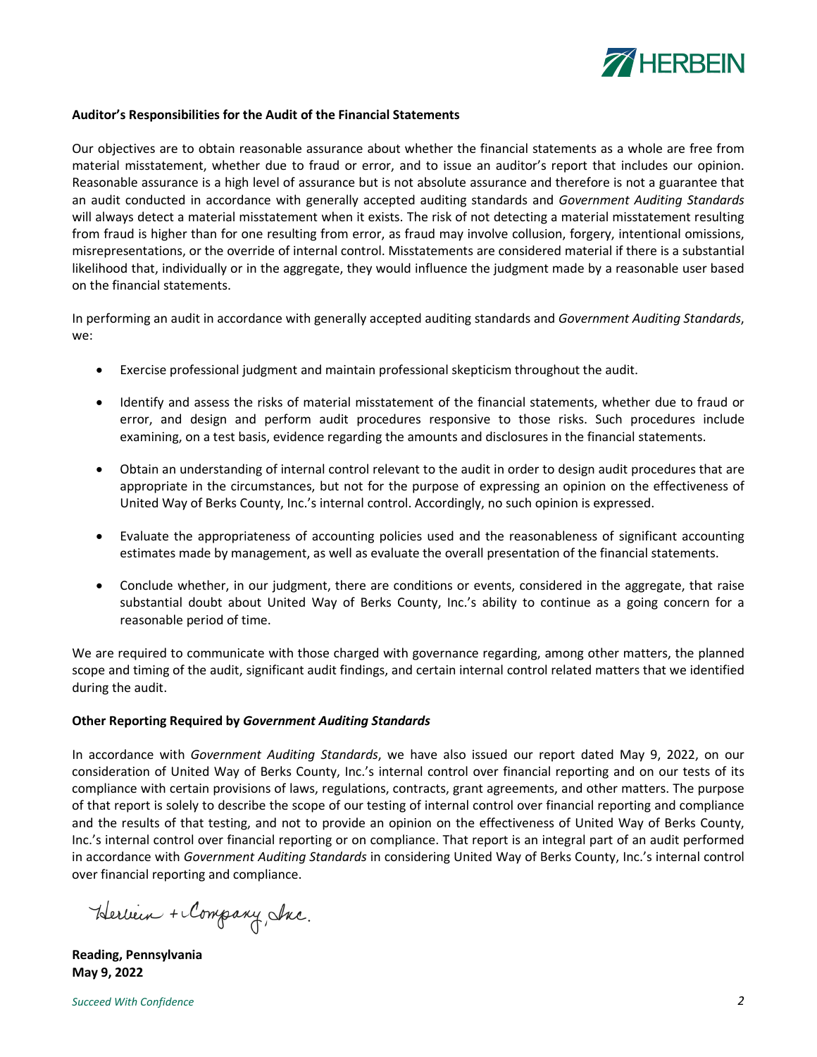**Auditor's Responsibilities for the Audit of the Financial Statements**

Our objectives are to obtain reasonable assurance about whether the financial statements as a whole are free from material misstatement, whether due to fraud or error, and to issue an auditor's report that includes our opinion. Reasonable assurance is a high level of assurance but is not absolute assurance and therefore is not a guarantee that an audit conducted in accordance with generally accepted auditing standards and *Government Auditing Standards* will always detect a material misstatement when it exists. The risk of not detecting a material misstatement resulting from fraud is higher than for one resulting from error, as fraud may involve collusion, forgery, intentional omissions, misrepresentations, or the override of internal control. Misstatements are considered material if there is a substantial likelihood that, individually or in the aggregate, they would influence the judgment made by a reasonable user based on the financial statements.

In performing an audit in accordance with generally accepted auditing standards and *Government Auditing Standards*, we:

- Exercise professional judgment and maintain professional skepticism throughout the audit.
- Identify and assess the risks of material misstatement of the financial statements, whether due to fraud or error, and design and perform audit procedures responsive to those risks. Such procedures include examining, on a test basis, evidence regarding the amounts and disclosures in the financial statements.
- Obtain an understanding of internal control relevant to the audit in order to design audit procedures that are appropriate in the circumstances, but not for the purpose of expressing an opinion on the effectiveness of United Way of Berks County, Inc.'s internal control. Accordingly, no such opinion is expressed.
- Evaluate the appropriateness of accounting policies used and the reasonableness of significant accounting estimates made by management, as well as evaluate the overall presentation of the financial statements.
- Conclude whether, in our judgment, there are conditions or events, considered in the aggregate, that raise substantial doubt about United Way of Berks County, Inc.'s ability to continue as a going concern for a reasonable period of time.

We are required to communicate with those charged with governance regarding, among other matters, the planned scope and timing of the audit, significant audit findings, and certain internal control related matters that we identified during the audit.

**Other Reporting Required by *Government Auditing Standards***

In accordance with *Government Auditing Standards*, we have also issued our report dated May 9, 2022, on our consideration of United Way of Berks County, Inc.'s internal control over financial reporting and on our tests of its compliance with certain provisions of laws, regulations, contracts, grant agreements, and other matters. The purpose of that report is solely to describe the scope of our testing of internal control over financial reporting and compliance and the results of that testing, and not to provide an opinion on the effectiveness of United Way of Berks County, Inc.'s internal control over financial reporting or on compliance. That report is an integral part of an audit performed in accordance with *Government Auditing Standards* in considering United Way of Berks County, Inc.'s internal control over financial reporting and compliance.

Herbein + Company, Inc.

**Reading, Pennsylvania**
**May 9, 2022**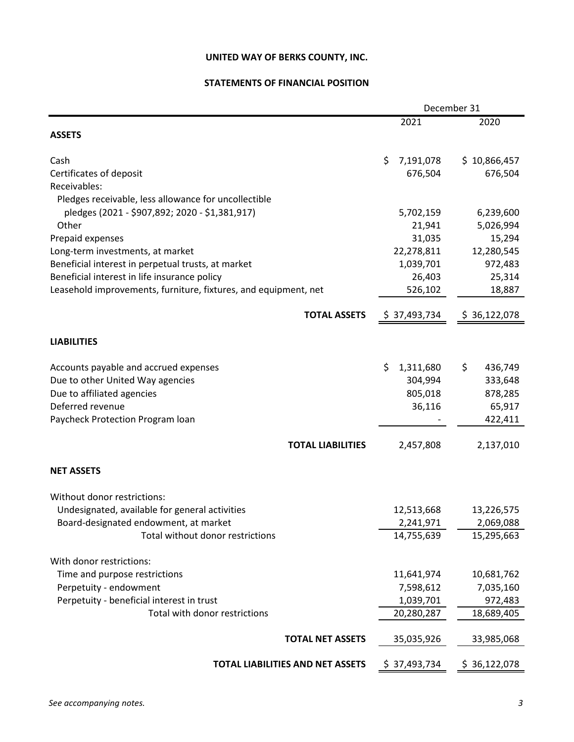# UNITED WAY OF BERKS COUNTY, INC.

## STATEMENTS OF FINANCIAL POSITION

| | December 31 | |
|---|---|---|
| | 2021 | 2020 |
| **ASSETS** | | |
| Cash | $ 7,191,078 | $ 10,866,457 |
| Certificates of deposit | 676,504 | 676,504 |
| Receivables: | | |
| Pledges receivable, less allowance for uncollectible pledges (2021 - $907,892; 2020 - $1,381,917) | 5,702,159 | 6,239,600 |
| Other | 21,941 | 5,026,994 |
| Prepaid expenses | 31,035 | 15,294 |
| Long-term investments, at market | 22,278,811 | 12,280,545 |
| Beneficial interest in perpetual trusts, at market | 1,039,701 | 972,483 |
| Beneficial interest in life insurance policy | 26,403 | 25,314 |
| Leasehold improvements, furniture, fixtures, and equipment, net | 526,102 | 18,887 |
| **TOTAL ASSETS** | $ 37,493,734 | $ 36,122,078 |
| **LIABILITIES** | | |
| Accounts payable and accrued expenses | $ 1,311,680 | $ 436,749 |
| Due to other United Way agencies | 304,994 | 333,648 |
| Due to affiliated agencies | 805,018 | 878,285 |
| Deferred revenue | 36,116 | 65,917 |
| Paycheck Protection Program loan | - | 422,411 |
| **TOTAL LIABILITIES** | 2,457,808 | 2,137,010 |
| **NET ASSETS** | | |
| Without donor restrictions: | | |
| Undesignated, available for general activities | 12,513,668 | 13,226,575 |
| Board-designated endowment, at market | 2,241,971 | 2,069,088 |
| Total without donor restrictions | 14,755,639 | 15,295,663 |
| With donor restrictions: | | |
| Time and purpose restrictions | 11,641,974 | 10,681,762 |
| Perpetuity - endowment | 7,598,612 | 7,035,160 |
| Perpetuity - beneficial interest in trust | 1,039,701 | 972,483 |
| Total with donor restrictions | 20,280,287 | 18,689,405 |
| **TOTAL NET ASSETS** | 35,035,926 | 33,985,068 |
| **TOTAL LIABILITIES AND NET ASSETS** | $ 37,493,734 | $ 36,122,078 |

*See accompanying notes.*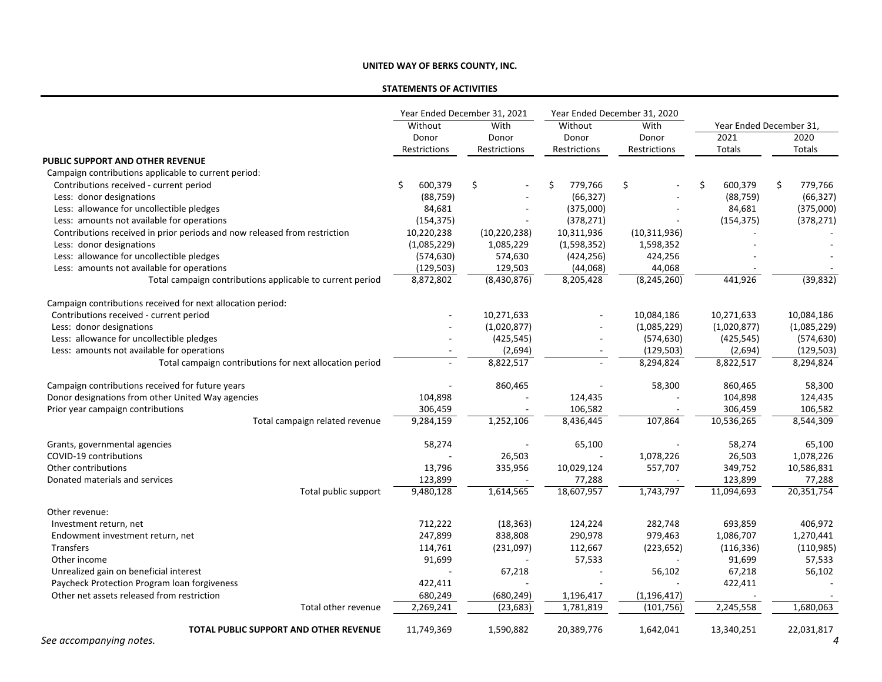**UNITED WAY OF BERKS COUNTY, INC.**

**STATEMENTS OF ACTIVITIES**

| | Year Ended December 31, 2021 | | Year Ended December 31, 2020 | | Year Ended December 31, | |
|---|---|---|---|---|---|---|
| | Without Donor Restrictions | With Donor Restrictions | Without Donor Restrictions | With Donor Restrictions | 2021 Totals | 2020 Totals |
| **PUBLIC SUPPORT AND OTHER REVENUE** | | | | | | |
| Campaign contributions applicable to current period: | | | | | | |
| Contributions received - current period | $ 600,379 | $ - | $ 779,766 | $ - | $ 600,379 | $ 779,766 |
| Less: donor designations | (88,759) | - | (66,327) | - | (88,759) | (66,327) |
| Less: allowance for uncollectible pledges | 84,681 | - | (375,000) | - | 84,681 | (375,000) |
| Less: amounts not available for operations | (154,375) | - | (378,271) | - | (154,375) | (378,271) |
| Contributions received in prior periods and now released from restriction | 10,220,238 | (10,220,238) | 10,311,936 | (10,311,936) | - | - |
| Less: donor designations | (1,085,229) | 1,085,229 | (1,598,352) | 1,598,352 | - | - |
| Less: allowance for uncollectible pledges | (574,630) | 574,630 | (424,256) | 424,256 | - | - |
| Less: amounts not available for operations | (129,503) | 129,503 | (44,068) | 44,068 | - | - |
| Total campaign contributions applicable to current period | 8,872,802 | (8,430,876) | 8,205,428 | (8,245,260) | 441,926 | (39,832) |
| Campaign contributions received for next allocation period: | | | | | | |
| Contributions received - current period | - | 10,271,633 | - | 10,084,186 | 10,271,633 | 10,084,186 |
| Less: donor designations | - | (1,020,877) | - | (1,085,229) | (1,020,877) | (1,085,229) |
| Less: allowance for uncollectible pledges | - | (425,545) | - | (574,630) | (425,545) | (574,630) |
| Less: amounts not available for operations | - | (2,694) | - | (129,503) | (2,694) | (129,503) |
| Total campaign contributions for next allocation period | - | 8,822,517 | - | 8,294,824 | 8,822,517 | 8,294,824 |
| Campaign contributions received for future years | - | 860,465 | - | 58,300 | 860,465 | 58,300 |
| Donor designations from other United Way agencies | 104,898 | - | 124,435 | - | 104,898 | 124,435 |
| Prior year campaign contributions | 306,459 | - | 106,582 | - | 306,459 | 106,582 |
| Total campaign related revenue | 9,284,159 | 1,252,106 | 8,436,445 | 107,864 | 10,536,265 | 8,544,309 |
| Grants, governmental agencies | 58,274 | - | 65,100 | - | 58,274 | 65,100 |
| COVID-19 contributions | - | 26,503 | - | 1,078,226 | 26,503 | 1,078,226 |
| Other contributions | 13,796 | 335,956 | 10,029,124 | 557,707 | 349,752 | 10,586,831 |
| Donated materials and services | 123,899 | - | 77,288 | - | 123,899 | 77,288 |
| Total public support | 9,480,128 | 1,614,565 | 18,607,957 | 1,743,797 | 11,094,693 | 20,351,754 |
| Other revenue: | | | | | | |
| Investment return, net | 712,222 | (18,363) | 124,224 | 282,748 | 693,859 | 406,972 |
| Endowment investment return, net | 247,899 | 838,808 | 290,978 | 979,463 | 1,086,707 | 1,270,441 |
| Transfers | 114,761 | (231,097) | 112,667 | (223,652) | (116,336) | (110,985) |
| Other income | 91,699 | - | 57,533 | - | 91,699 | 57,533 |
| Unrealized gain on beneficial interest | - | 67,218 | - | 56,102 | 67,218 | 56,102 |
| Paycheck Protection Program loan forgiveness | 422,411 | - | - | - | 422,411 | - |
| Other net assets released from restriction | 680,249 | (680,249) | 1,196,417 | (1,196,417) | - | - |
| Total other revenue | 2,269,241 | (23,683) | 1,781,819 | (101,756) | 2,245,558 | 1,680,063 |
| **TOTAL PUBLIC SUPPORT AND OTHER REVENUE** | 11,749,369 | 1,590,882 | 20,389,776 | 1,642,041 | 13,340,251 | 22,031,817 |

*See accompanying notes.*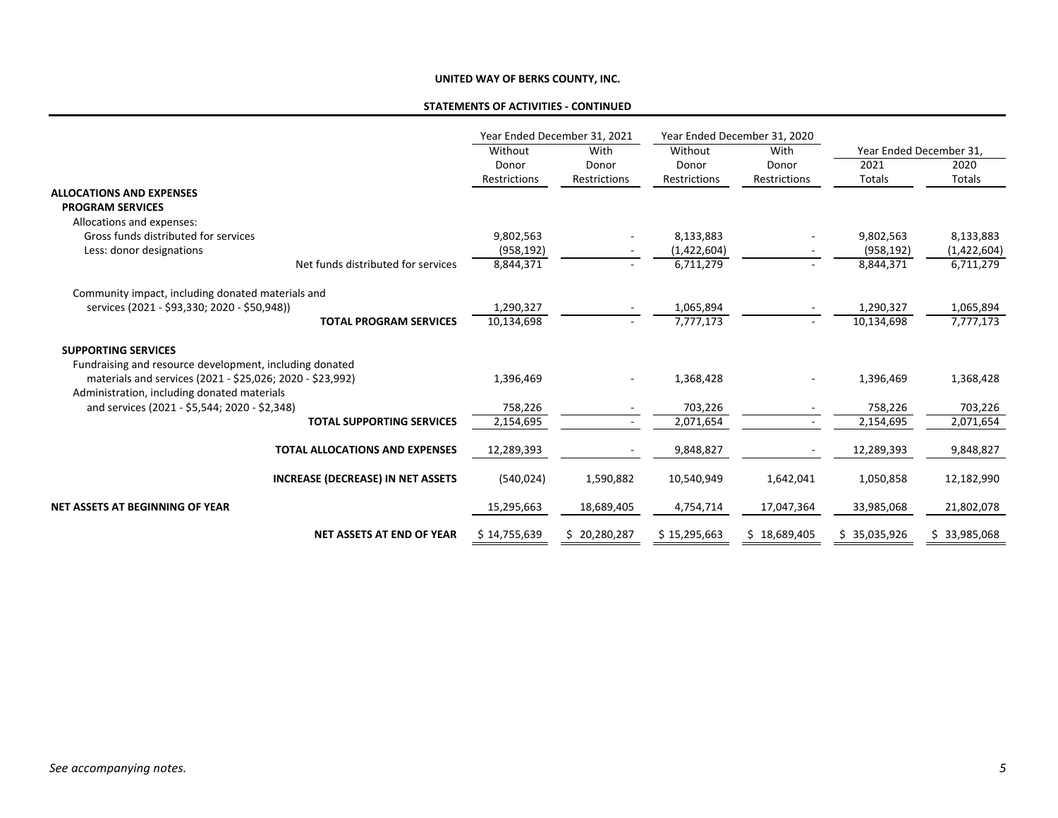**UNITED WAY OF BERKS COUNTY, INC.**

**STATEMENTS OF ACTIVITIES - CONTINUED**

| | Year Ended December 31, 2021 | | Year Ended December 31, 2020 | | Year Ended December 31, | |
|---|---|---|---|---|---|---|
| | Without Donor Restrictions | With Donor Restrictions | Without Donor Restrictions | With Donor Restrictions | 2021 Totals | 2020 Totals |
| **ALLOCATIONS AND EXPENSES** | | | | | | |
| **PROGRAM SERVICES** | | | | | | |
| Allocations and expenses: | | | | | | |
| Gross funds distributed for services | 9,802,563 | - | 8,133,883 | - | 9,802,563 | 8,133,883 |
| Less: donor designations | (958,192) | - | (1,422,604) | - | (958,192) | (1,422,604) |
| Net funds distributed for services | 8,844,371 | - | 6,711,279 | - | 8,844,371 | 6,711,279 |
| Community impact, including donated materials and services (2021 - $93,330; 2020 - $50,948)) | 1,290,327 | - | 1,065,894 | - | 1,290,327 | 1,065,894 |
| **TOTAL PROGRAM SERVICES** | 10,134,698 | - | 7,777,173 | - | 10,134,698 | 7,777,173 |
| **SUPPORTING SERVICES** | | | | | | |
| Fundraising and resource development, including donated materials and services (2021 - $25,026; 2020 - $23,992) | 1,396,469 | - | 1,368,428 | - | 1,396,469 | 1,368,428 |
| Administration, including donated materials and services (2021 - $5,544; 2020 - $2,348) | 758,226 | - | 703,226 | - | 758,226 | 703,226 |
| **TOTAL SUPPORTING SERVICES** | 2,154,695 | - | 2,071,654 | - | 2,154,695 | 2,071,654 |
| **TOTAL ALLOCATIONS AND EXPENSES** | 12,289,393 | - | 9,848,827 | - | 12,289,393 | 9,848,827 |
| **INCREASE (DECREASE) IN NET ASSETS** | (540,024) | 1,590,882 | 10,540,949 | 1,642,041 | 1,050,858 | 12,182,990 |
| **NET ASSETS AT BEGINNING OF YEAR** | 15,295,663 | 18,689,405 | 4,754,714 | 17,047,364 | 33,985,068 | 21,802,078 |
| **NET ASSETS AT END OF YEAR** | $ 14,755,639 | $ 20,280,287 | $ 15,295,663 | $ 18,689,405 | $ 35,035,926 | $ 33,985,068 |

*See accompanying notes.*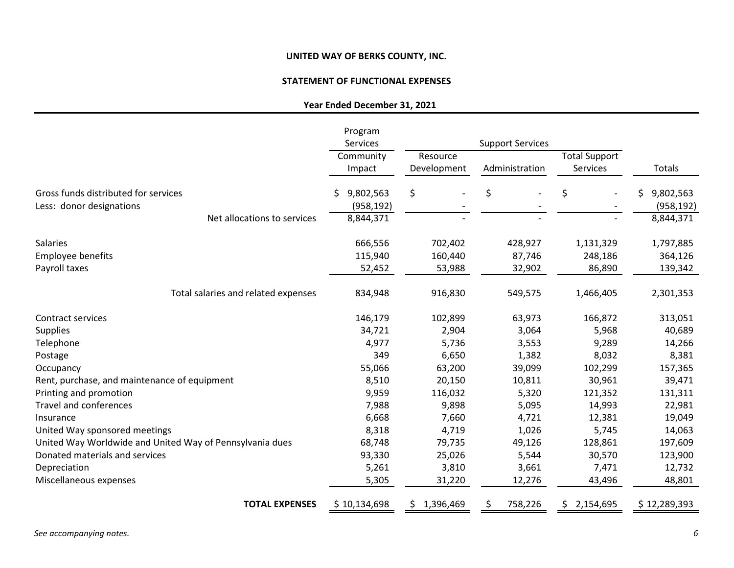**UNITED WAY OF BERKS COUNTY, INC.**

**STATEMENT OF FUNCTIONAL EXPENSES**

**Year Ended December 31, 2021**

| | Program Services | Support Services | | | |
|---|---|---|---|---|---|
| | Community Impact | Resource Development | Administration | Total Support Services | Totals |
| Gross funds distributed for services | $ 9,802,563 | $ - | $ - | $ - | $ 9,802,563 |
| Less: donor designations | (958,192) | - | - | - | (958,192) |
| Net allocations to services | 8,844,371 | - | - | - | 8,844,371 |
| Salaries | 666,556 | 702,402 | 428,927 | 1,131,329 | 1,797,885 |
| Employee benefits | 115,940 | 160,440 | 87,746 | 248,186 | 364,126 |
| Payroll taxes | 52,452 | 53,988 | 32,902 | 86,890 | 139,342 |
| Total salaries and related expenses | 834,948 | 916,830 | 549,575 | 1,466,405 | 2,301,353 |
| Contract services | 146,179 | 102,899 | 63,973 | 166,872 | 313,051 |
| Supplies | 34,721 | 2,904 | 3,064 | 5,968 | 40,689 |
| Telephone | 4,977 | 5,736 | 3,553 | 9,289 | 14,266 |
| Postage | 349 | 6,650 | 1,382 | 8,032 | 8,381 |
| Occupancy | 55,066 | 63,200 | 39,099 | 102,299 | 157,365 |
| Rent, purchase, and maintenance of equipment | 8,510 | 20,150 | 10,811 | 30,961 | 39,471 |
| Printing and promotion | 9,959 | 116,032 | 5,320 | 121,352 | 131,311 |
| Travel and conferences | 7,988 | 9,898 | 5,095 | 14,993 | 22,981 |
| Insurance | 6,668 | 7,660 | 4,721 | 12,381 | 19,049 |
| United Way sponsored meetings | 8,318 | 4,719 | 1,026 | 5,745 | 14,063 |
| United Way Worldwide and United Way of Pennsylvania dues | 68,748 | 79,735 | 49,126 | 128,861 | 197,609 |
| Donated materials and services | 93,330 | 25,026 | 5,544 | 30,570 | 123,900 |
| Depreciation | 5,261 | 3,810 | 3,661 | 7,471 | 12,732 |
| Miscellaneous expenses | 5,305 | 31,220 | 12,276 | 43,496 | 48,801 |
| **TOTAL EXPENSES** | $ 10,134,698 | $ 1,396,469 | $ 758,226 | $ 2,154,695 | $ 12,289,393 |

*See accompanying notes.*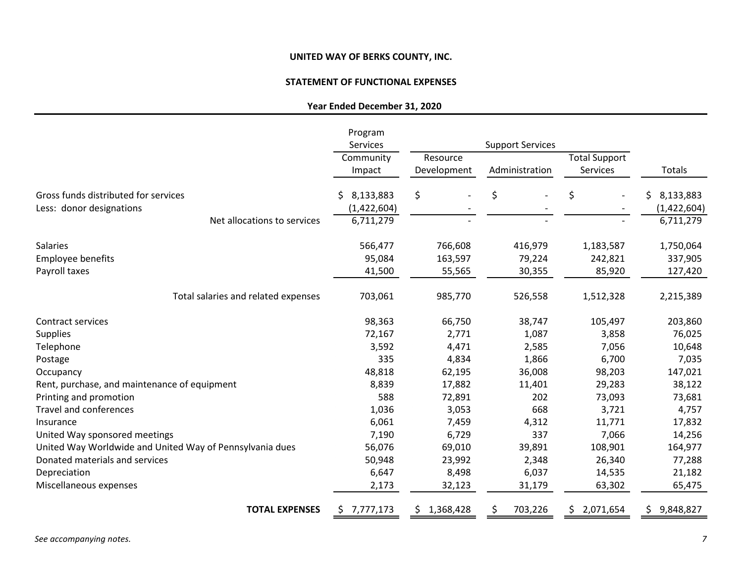**UNITED WAY OF BERKS COUNTY, INC.**

**STATEMENT OF FUNCTIONAL EXPENSES**

**Year Ended December 31, 2020**

| | Program Services | Support Services | | | |
|---|---|---|---|---|---|
| | Community Impact | Resource Development | Administration | Total Support Services | Totals |
| Gross funds distributed for services | $ 8,133,883 | $ - | $ - | $ - | $ 8,133,883 |
| Less: donor designations | (1,422,604) | - | - | - | (1,422,604) |
| Net allocations to services | 6,711,279 | - | - | - | 6,711,279 |
| Salaries | 566,477 | 766,608 | 416,979 | 1,183,587 | 1,750,064 |
| Employee benefits | 95,084 | 163,597 | 79,224 | 242,821 | 337,905 |
| Payroll taxes | 41,500 | 55,565 | 30,355 | 85,920 | 127,420 |
| Total salaries and related expenses | 703,061 | 985,770 | 526,558 | 1,512,328 | 2,215,389 |
| Contract services | 98,363 | 66,750 | 38,747 | 105,497 | 203,860 |
| Supplies | 72,167 | 2,771 | 1,087 | 3,858 | 76,025 |
| Telephone | 3,592 | 4,471 | 2,585 | 7,056 | 10,648 |
| Postage | 335 | 4,834 | 1,866 | 6,700 | 7,035 |
| Occupancy | 48,818 | 62,195 | 36,008 | 98,203 | 147,021 |
| Rent, purchase, and maintenance of equipment | 8,839 | 17,882 | 11,401 | 29,283 | 38,122 |
| Printing and promotion | 588 | 72,891 | 202 | 73,093 | 73,681 |
| Travel and conferences | 1,036 | 3,053 | 668 | 3,721 | 4,757 |
| Insurance | 6,061 | 7,459 | 4,312 | 11,771 | 17,832 |
| United Way sponsored meetings | 7,190 | 6,729 | 337 | 7,066 | 14,256 |
| United Way Worldwide and United Way of Pennsylvania dues | 56,076 | 69,010 | 39,891 | 108,901 | 164,977 |
| Donated materials and services | 50,948 | 23,992 | 2,348 | 26,340 | 77,288 |
| Depreciation | 6,647 | 8,498 | 6,037 | 14,535 | 21,182 |
| Miscellaneous expenses | 2,173 | 32,123 | 31,179 | 63,302 | 65,475 |
| **TOTAL EXPENSES** | $ 7,777,173 | $ 1,368,428 | $ 703,226 | $ 2,071,654 | $ 9,848,827 |

*See accompanying notes.*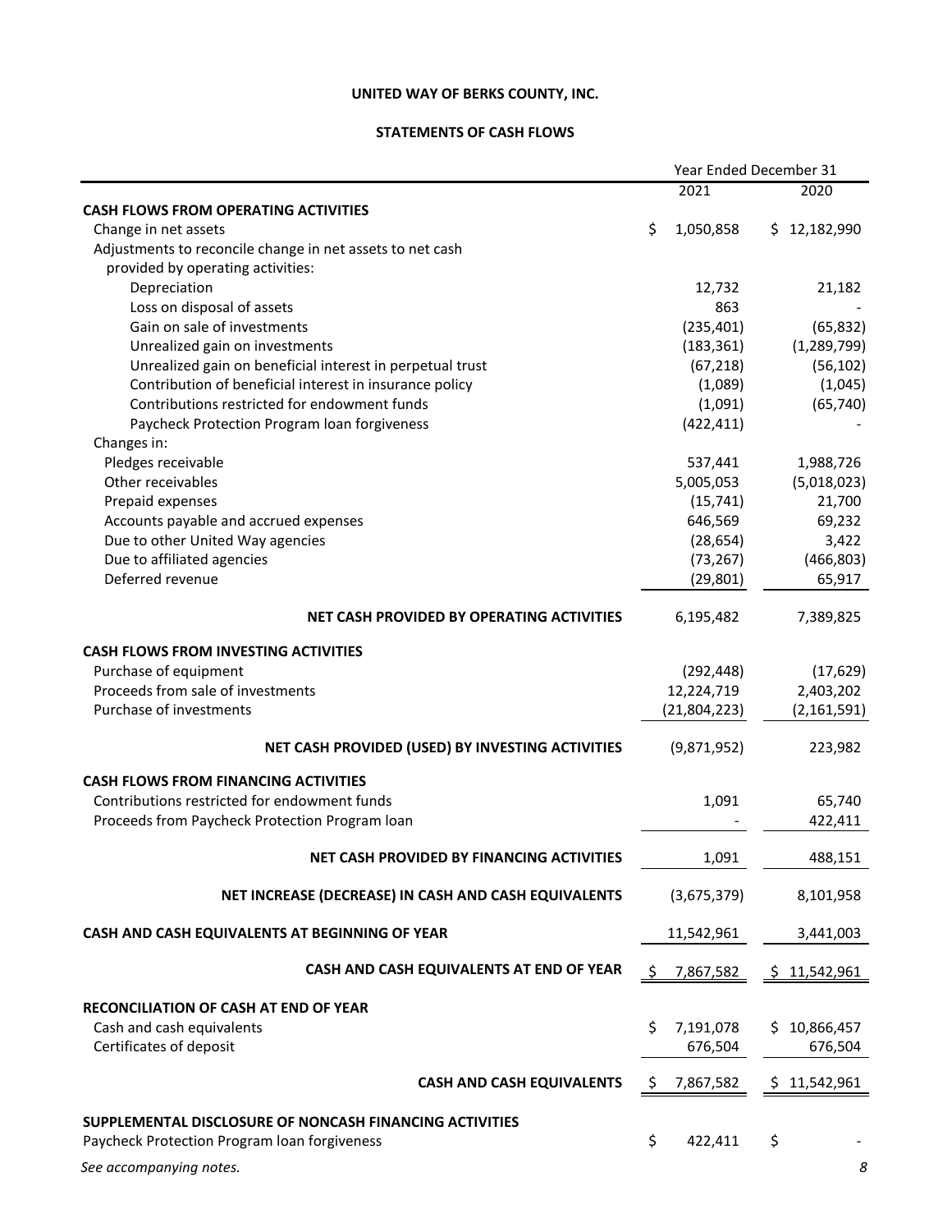**UNITED WAY OF BERKS COUNTY, INC.**

**STATEMENTS OF CASH FLOWS**

| | Year Ended December 31 | |
|---|---|---|
| | 2021 | 2020 |
| **CASH FLOWS FROM OPERATING ACTIVITIES** | | |
| Change in net assets | $ 1,050,858 | $ 12,182,990 |
| Adjustments to reconcile change in net assets to net cash provided by operating activities: | | |
| Depreciation | 12,732 | 21,182 |
| Loss on disposal of assets | 863 | - |
| Gain on sale of investments | (235,401) | (65,832) |
| Unrealized gain on investments | (183,361) | (1,289,799) |
| Unrealized gain on beneficial interest in perpetual trust | (67,218) | (56,102) |
| Contribution of beneficial interest in insurance policy | (1,089) | (1,045) |
| Contributions restricted for endowment funds | (1,091) | (65,740) |
| Paycheck Protection Program loan forgiveness | (422,411) | - |
| Changes in: | | |
| Pledges receivable | 537,441 | 1,988,726 |
| Other receivables | 5,005,053 | (5,018,023) |
| Prepaid expenses | (15,741) | 21,700 |
| Accounts payable and accrued expenses | 646,569 | 69,232 |
| Due to other United Way agencies | (28,654) | 3,422 |
| Due to affiliated agencies | (73,267) | (466,803) |
| Deferred revenue | (29,801) | 65,917 |
| **NET CASH PROVIDED BY OPERATING ACTIVITIES** | 6,195,482 | 7,389,825 |
| **CASH FLOWS FROM INVESTING ACTIVITIES** | | |
| Purchase of equipment | (292,448) | (17,629) |
| Proceeds from sale of investments | 12,224,719 | 2,403,202 |
| Purchase of investments | (21,804,223) | (2,161,591) |
| **NET CASH PROVIDED (USED) BY INVESTING ACTIVITIES** | (9,871,952) | 223,982 |
| **CASH FLOWS FROM FINANCING ACTIVITIES** | | |
| Contributions restricted for endowment funds | 1,091 | 65,740 |
| Proceeds from Paycheck Protection Program loan | - | 422,411 |
| **NET CASH PROVIDED BY FINANCING ACTIVITIES** | 1,091 | 488,151 |
| **NET INCREASE (DECREASE) IN CASH AND CASH EQUIVALENTS** | (3,675,379) | 8,101,958 |
| **CASH AND CASH EQUIVALENTS AT BEGINNING OF YEAR** | 11,542,961 | 3,441,003 |
| **CASH AND CASH EQUIVALENTS AT END OF YEAR** | $ 7,867,582 | $ 11,542,961 |
| **RECONCILIATION OF CASH AT END OF YEAR** | | |
| Cash and cash equivalents | $ 7,191,078 | $ 10,866,457 |
| Certificates of deposit | 676,504 | 676,504 |
| **CASH AND CASH EQUIVALENTS** | $ 7,867,582 | $ 11,542,961 |
| **SUPPLEMENTAL DISCLOSURE OF NONCASH FINANCING ACTIVITIES** | | |
| Paycheck Protection Program loan forgiveness | $ 422,411 | $ - |

*See accompanying notes.*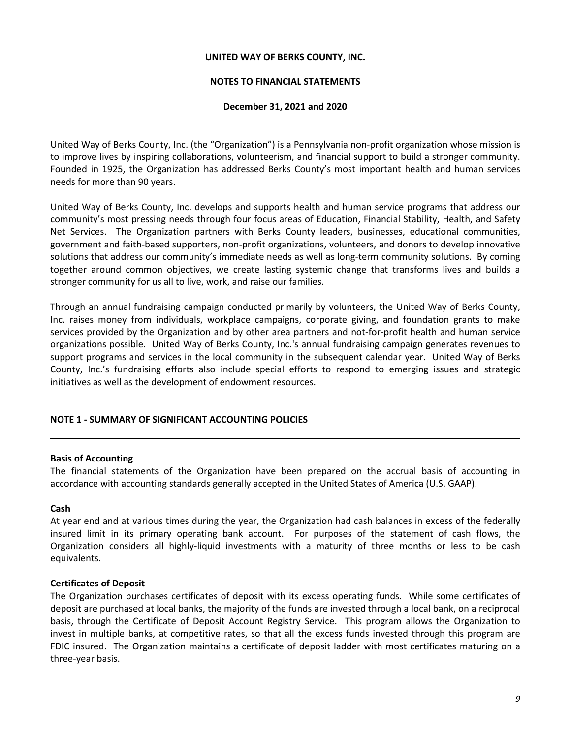**UNITED WAY OF BERKS COUNTY, INC.**

**NOTES TO FINANCIAL STATEMENTS**

**December 31, 2021 and 2020**

United Way of Berks County, Inc. (the "Organization") is a Pennsylvania non-profit organization whose mission is to improve lives by inspiring collaborations, volunteerism, and financial support to build a stronger community. Founded in 1925, the Organization has addressed Berks County's most important health and human services needs for more than 90 years.

United Way of Berks County, Inc. develops and supports health and human service programs that address our community's most pressing needs through four focus areas of Education, Financial Stability, Health, and Safety Net Services. The Organization partners with Berks County leaders, businesses, educational communities, government and faith-based supporters, non-profit organizations, volunteers, and donors to develop innovative solutions that address our community's immediate needs as well as long-term community solutions. By coming together around common objectives, we create lasting systemic change that transforms lives and builds a stronger community for us all to live, work, and raise our families.

Through an annual fundraising campaign conducted primarily by volunteers, the United Way of Berks County, Inc. raises money from individuals, workplace campaigns, corporate giving, and foundation grants to make services provided by the Organization and by other area partners and not-for-profit health and human service organizations possible. United Way of Berks County, Inc.'s annual fundraising campaign generates revenues to support programs and services in the local community in the subsequent calendar year. United Way of Berks County, Inc.'s fundraising efforts also include special efforts to respond to emerging issues and strategic initiatives as well as the development of endowment resources.

## NOTE 1 - SUMMARY OF SIGNIFICANT ACCOUNTING POLICIES

**Basis of Accounting**

The financial statements of the Organization have been prepared on the accrual basis of accounting in accordance with accounting standards generally accepted in the United States of America (U.S. GAAP).

**Cash**

At year end and at various times during the year, the Organization had cash balances in excess of the federally insured limit in its primary operating bank account. For purposes of the statement of cash flows, the Organization considers all highly-liquid investments with a maturity of three months or less to be cash equivalents.

**Certificates of Deposit**

The Organization purchases certificates of deposit with its excess operating funds. While some certificates of deposit are purchased at local banks, the majority of the funds are invested through a local bank, on a reciprocal basis, through the Certificate of Deposit Account Registry Service. This program allows the Organization to invest in multiple banks, at competitive rates, so that all the excess funds invested through this program are FDIC insured. The Organization maintains a certificate of deposit ladder with most certificates maturing on a three-year basis.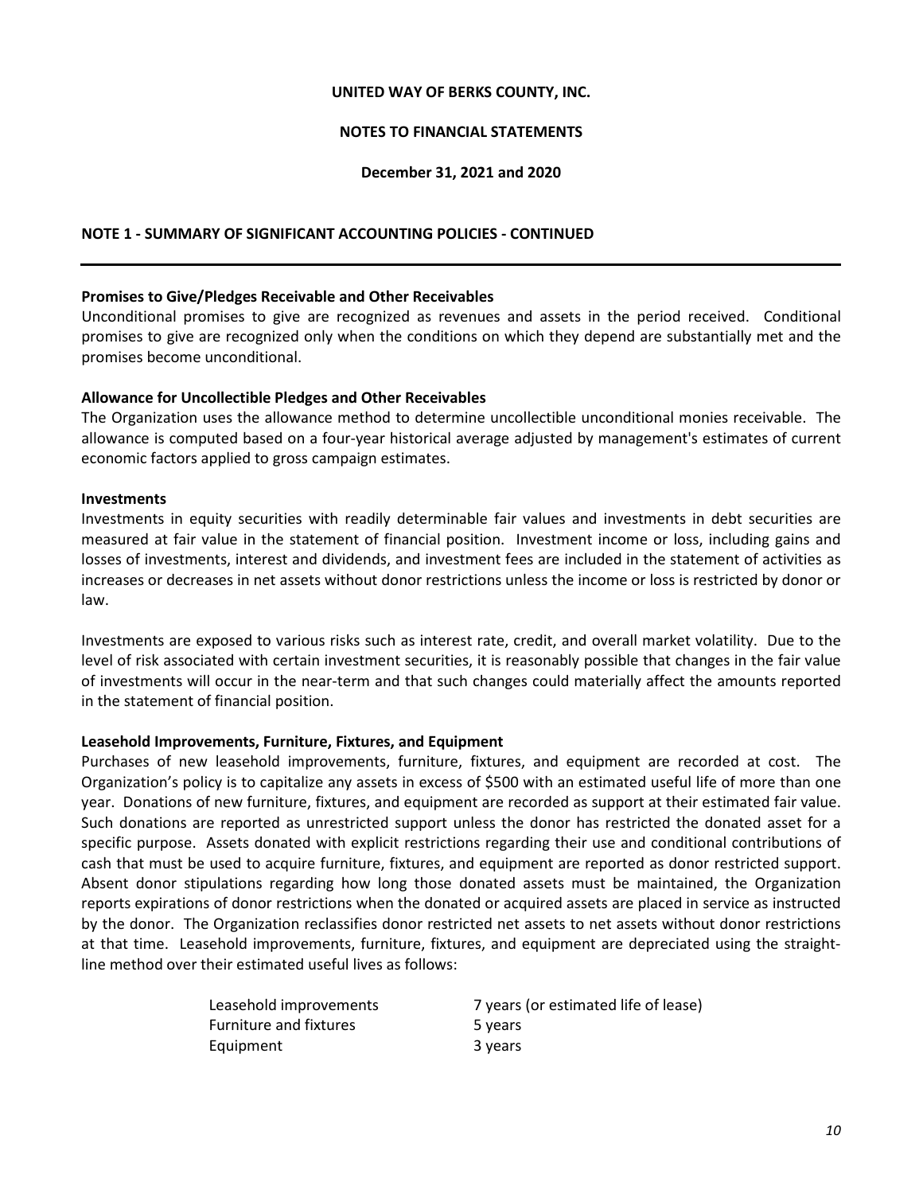**UNITED WAY OF BERKS COUNTY, INC.**

**NOTES TO FINANCIAL STATEMENTS**

**December 31, 2021 and 2020**

**NOTE 1 - SUMMARY OF SIGNIFICANT ACCOUNTING POLICIES - CONTINUED**

**Promises to Give/Pledges Receivable and Other Receivables**

Unconditional promises to give are recognized as revenues and assets in the period received. Conditional promises to give are recognized only when the conditions on which they depend are substantially met and the promises become unconditional.

**Allowance for Uncollectible Pledges and Other Receivables**

The Organization uses the allowance method to determine uncollectible unconditional monies receivable. The allowance is computed based on a four-year historical average adjusted by management's estimates of current economic factors applied to gross campaign estimates.

**Investments**

Investments in equity securities with readily determinable fair values and investments in debt securities are measured at fair value in the statement of financial position. Investment income or loss, including gains and losses of investments, interest and dividends, and investment fees are included in the statement of activities as increases or decreases in net assets without donor restrictions unless the income or loss is restricted by donor or law.

Investments are exposed to various risks such as interest rate, credit, and overall market volatility. Due to the level of risk associated with certain investment securities, it is reasonably possible that changes in the fair value of investments will occur in the near-term and that such changes could materially affect the amounts reported in the statement of financial position.

**Leasehold Improvements, Furniture, Fixtures, and Equipment**

Purchases of new leasehold improvements, furniture, fixtures, and equipment are recorded at cost. The Organization's policy is to capitalize any assets in excess of $500 with an estimated useful life of more than one year. Donations of new furniture, fixtures, and equipment are recorded as support at their estimated fair value. Such donations are reported as unrestricted support unless the donor has restricted the donated asset for a specific purpose. Assets donated with explicit restrictions regarding their use and conditional contributions of cash that must be used to acquire furniture, fixtures, and equipment are reported as donor restricted support. Absent donor stipulations regarding how long those donated assets must be maintained, the Organization reports expirations of donor restrictions when the donated or acquired assets are placed in service as instructed by the donor. The Organization reclassifies donor restricted net assets to net assets without donor restrictions at that time. Leasehold improvements, furniture, fixtures, and equipment are depreciated using the straight-line method over their estimated useful lives as follows:

| | |
|---|---|
| Leasehold improvements | 7 years (or estimated life of lease) |
| Furniture and fixtures | 5 years |
| Equipment | 3 years |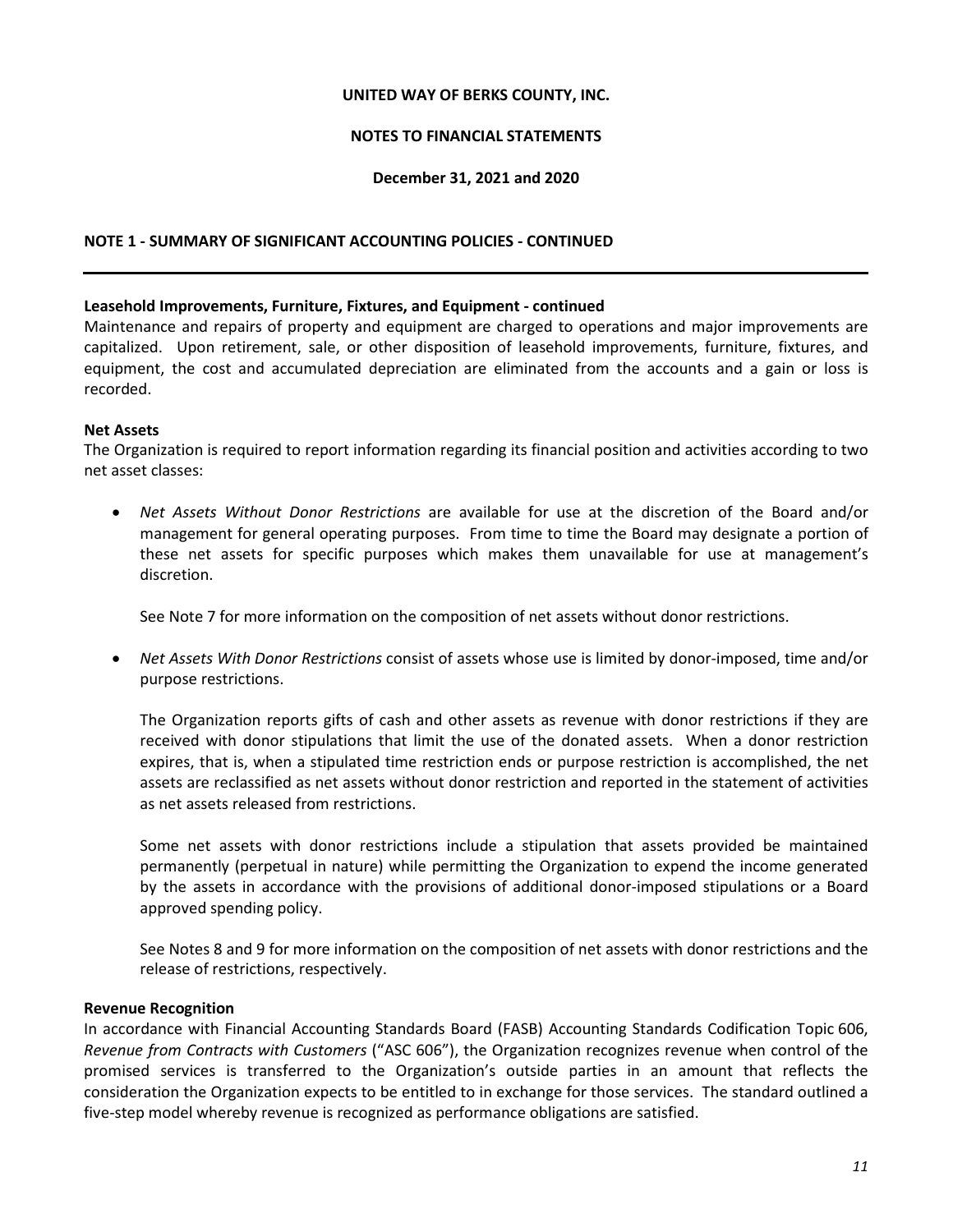# UNITED WAY OF BERKS COUNTY, INC.

## NOTES TO FINANCIAL STATEMENTS

### December 31, 2021 and 2020

### NOTE 1 - SUMMARY OF SIGNIFICANT ACCOUNTING POLICIES - CONTINUED

---

**Leasehold Improvements, Furniture, Fixtures, and Equipment - continued**

Maintenance and repairs of property and equipment are charged to operations and major improvements are capitalized. Upon retirement, sale, or other disposition of leasehold improvements, furniture, fixtures, and equipment, the cost and accumulated depreciation are eliminated from the accounts and a gain or loss is recorded.

**Net Assets**

The Organization is required to report information regarding its financial position and activities according to two net asset classes:

- *Net Assets Without Donor Restrictions* are available for use at the discretion of the Board and/or management for general operating purposes. From time to time the Board may designate a portion of these net assets for specific purposes which makes them unavailable for use at management's discretion.

  See Note 7 for more information on the composition of net assets without donor restrictions.

- *Net Assets With Donor Restrictions* consist of assets whose use is limited by donor-imposed, time and/or purpose restrictions.

  The Organization reports gifts of cash and other assets as revenue with donor restrictions if they are received with donor stipulations that limit the use of the donated assets. When a donor restriction expires, that is, when a stipulated time restriction ends or purpose restriction is accomplished, the net assets are reclassified as net assets without donor restriction and reported in the statement of activities as net assets released from restrictions.

  Some net assets with donor restrictions include a stipulation that assets provided be maintained permanently (perpetual in nature) while permitting the Organization to expend the income generated by the assets in accordance with the provisions of additional donor-imposed stipulations or a Board approved spending policy.

  See Notes 8 and 9 for more information on the composition of net assets with donor restrictions and the release of restrictions, respectively.

**Revenue Recognition**

In accordance with Financial Accounting Standards Board (FASB) Accounting Standards Codification Topic 606, *Revenue from Contracts with Customers* ("ASC 606"), the Organization recognizes revenue when control of the promised services is transferred to the Organization's outside parties in an amount that reflects the consideration the Organization expects to be entitled to in exchange for those services. The standard outlined a five-step model whereby revenue is recognized as performance obligations are satisfied.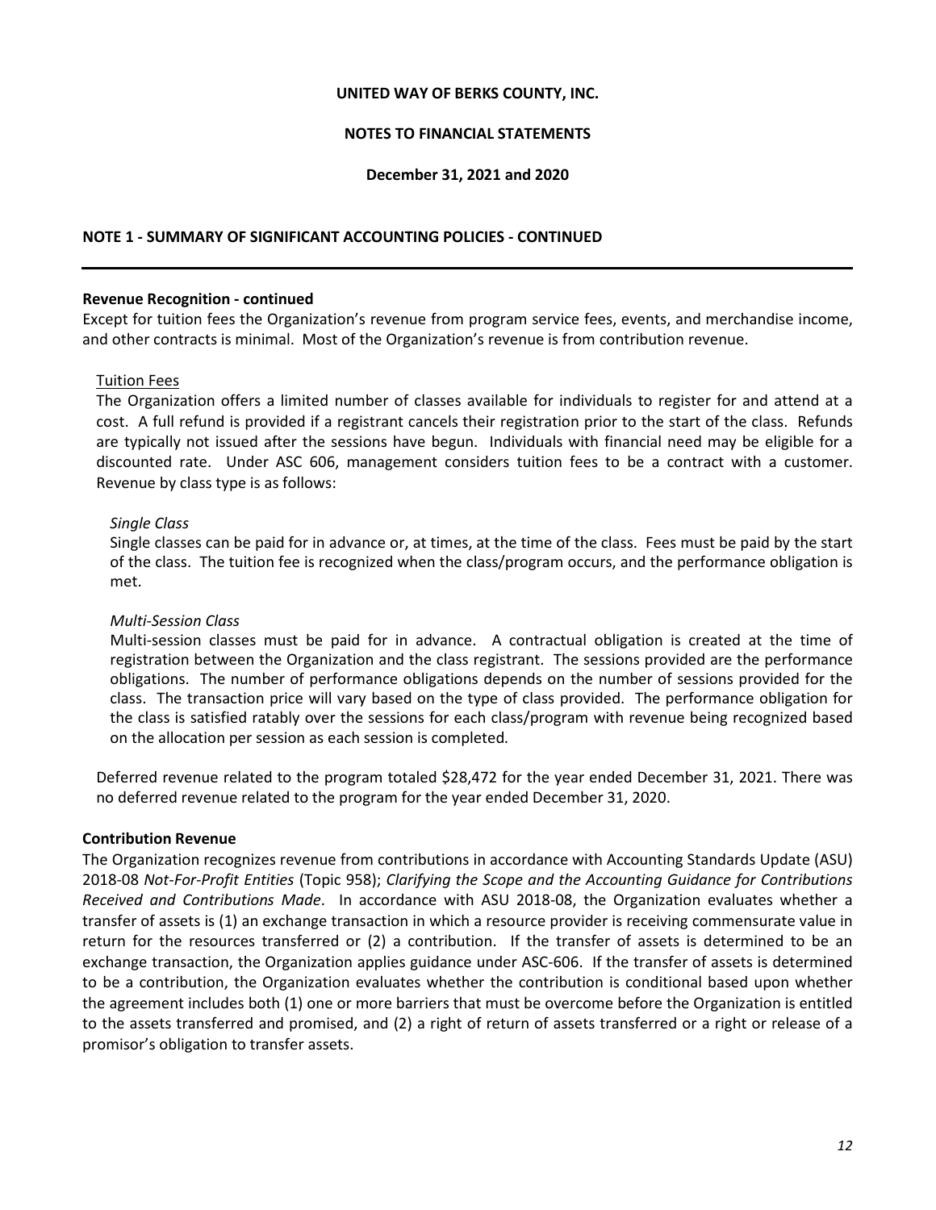## NOTE 1 - SUMMARY OF SIGNIFICANT ACCOUNTING POLICIES - CONTINUED

**Revenue Recognition - continued**

Except for tuition fees the Organization's revenue from program service fees, events, and merchandise income, and other contracts is minimal. Most of the Organization's revenue is from contribution revenue.

Tuition Fees

The Organization offers a limited number of classes available for individuals to register for and attend at a cost. A full refund is provided if a registrant cancels their registration prior to the start of the class. Refunds are typically not issued after the sessions have begun. Individuals with financial need may be eligible for a discounted rate. Under ASC 606, management considers tuition fees to be a contract with a customer. Revenue by class type is as follows:

*Single Class*

Single classes can be paid for in advance or, at times, at the time of the class. Fees must be paid by the start of the class. The tuition fee is recognized when the class/program occurs, and the performance obligation is met.

*Multi-Session Class*

Multi-session classes must be paid for in advance. A contractual obligation is created at the time of registration between the Organization and the class registrant. The sessions provided are the performance obligations. The number of performance obligations depends on the number of sessions provided for the class. The transaction price will vary based on the type of class provided. The performance obligation for the class is satisfied ratably over the sessions for each class/program with revenue being recognized based on the allocation per session as each session is completed.

Deferred revenue related to the program totaled $28,472 for the year ended December 31, 2021. There was no deferred revenue related to the program for the year ended December 31, 2020.

**Contribution Revenue**

The Organization recognizes revenue from contributions in accordance with Accounting Standards Update (ASU) 2018-08 *Not-For-Profit Entities* (Topic 958); *Clarifying the Scope and the Accounting Guidance for Contributions Received and Contributions Made*. In accordance with ASU 2018-08, the Organization evaluates whether a transfer of assets is (1) an exchange transaction in which a resource provider is receiving commensurate value in return for the resources transferred or (2) a contribution. If the transfer of assets is determined to be an exchange transaction, the Organization applies guidance under ASC-606. If the transfer of assets is determined to be a contribution, the Organization evaluates whether the contribution is conditional based upon whether the agreement includes both (1) one or more barriers that must be overcome before the Organization is entitled to the assets transferred and promised, and (2) a right of return of assets transferred or a right or release of a promisor's obligation to transfer assets.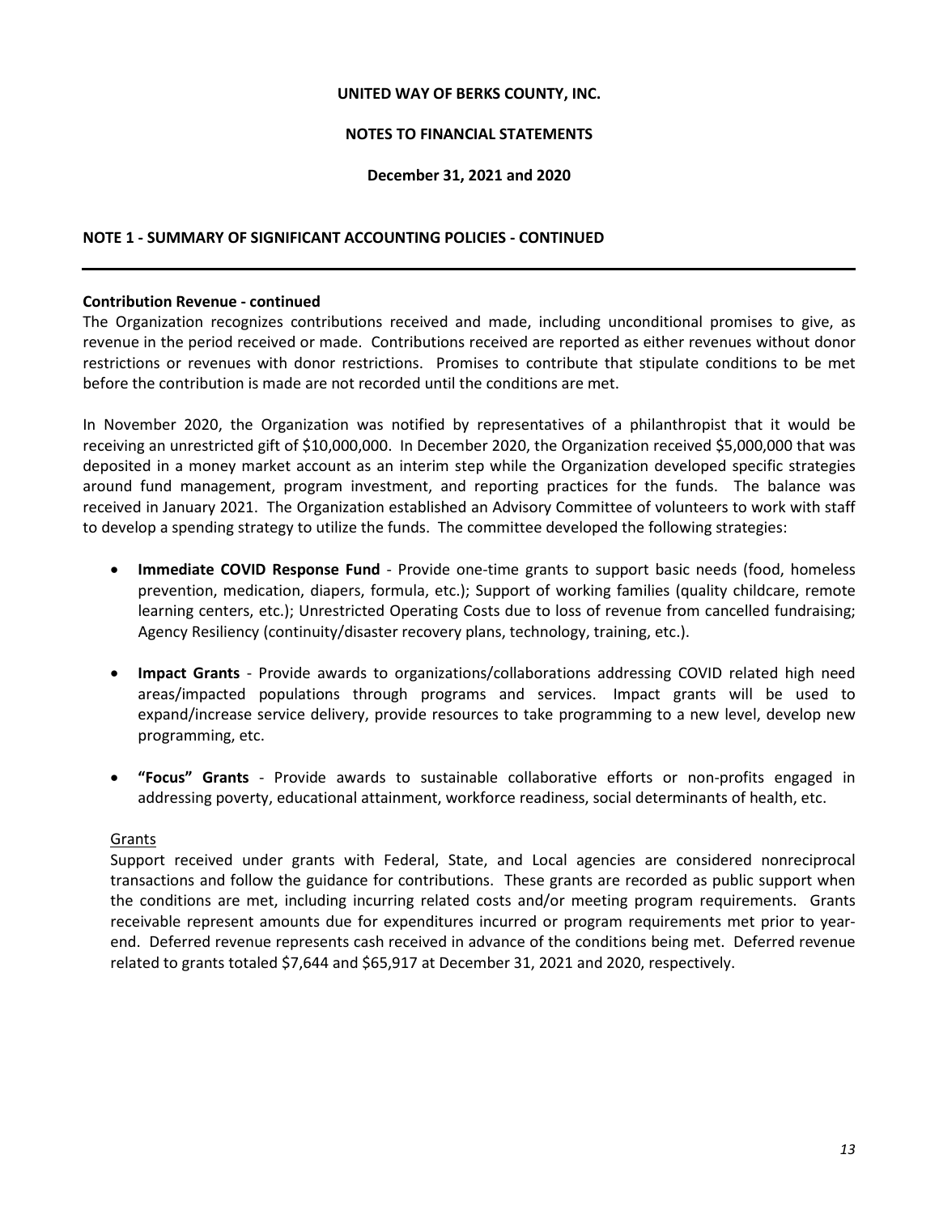# UNITED WAY OF BERKS COUNTY, INC.

## NOTES TO FINANCIAL STATEMENTS

### December 31, 2021 and 2020

### NOTE 1 - SUMMARY OF SIGNIFICANT ACCOUNTING POLICIES - CONTINUED

---

**Contribution Revenue - continued**

The Organization recognizes contributions received and made, including unconditional promises to give, as revenue in the period received or made. Contributions received are reported as either revenues without donor restrictions or revenues with donor restrictions. Promises to contribute that stipulate conditions to be met before the contribution is made are not recorded until the conditions are met.

In November 2020, the Organization was notified by representatives of a philanthropist that it would be receiving an unrestricted gift of $10,000,000. In December 2020, the Organization received $5,000,000 that was deposited in a money market account as an interim step while the Organization developed specific strategies around fund management, program investment, and reporting practices for the funds. The balance was received in January 2021. The Organization established an Advisory Committee of volunteers to work with staff to develop a spending strategy to utilize the funds. The committee developed the following strategies:

- **Immediate COVID Response Fund** - Provide one-time grants to support basic needs (food, homeless prevention, medication, diapers, formula, etc.); Support of working families (quality childcare, remote learning centers, etc.); Unrestricted Operating Costs due to loss of revenue from cancelled fundraising; Agency Resiliency (continuity/disaster recovery plans, technology, training, etc.).

- **Impact Grants** - Provide awards to organizations/collaborations addressing COVID related high need areas/impacted populations through programs and services. Impact grants will be used to expand/increase service delivery, provide resources to take programming to a new level, develop new programming, etc.

- **"Focus" Grants** - Provide awards to sustainable collaborative efforts or non-profits engaged in addressing poverty, educational attainment, workforce readiness, social determinants of health, etc.

Grants

Support received under grants with Federal, State, and Local agencies are considered nonreciprocal transactions and follow the guidance for contributions. These grants are recorded as public support when the conditions are met, including incurring related costs and/or meeting program requirements. Grants receivable represent amounts due for expenditures incurred or program requirements met prior to year-end. Deferred revenue represents cash received in advance of the conditions being met. Deferred revenue related to grants totaled $7,644 and $65,917 at December 31, 2021 and 2020, respectively.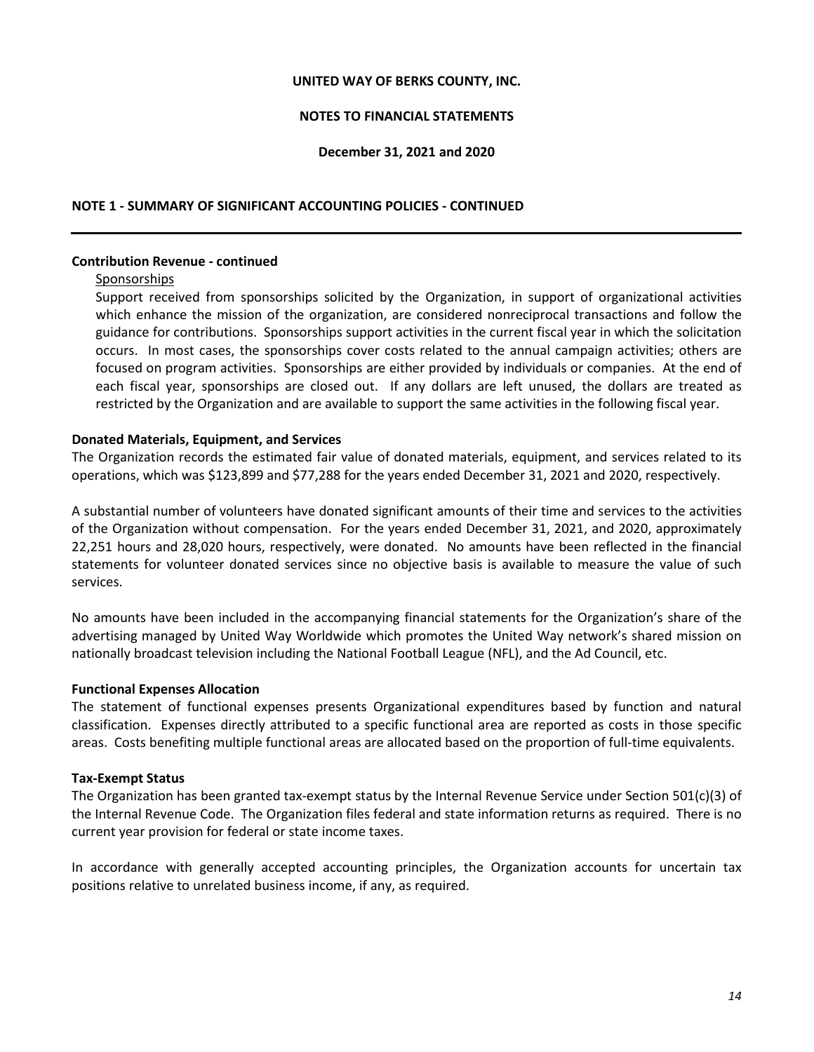**UNITED WAY OF BERKS COUNTY, INC.**

**NOTES TO FINANCIAL STATEMENTS**

**December 31, 2021 and 2020**

**NOTE 1 - SUMMARY OF SIGNIFICANT ACCOUNTING POLICIES - CONTINUED**

**Contribution Revenue - continued**

Sponsorships

Support received from sponsorships solicited by the Organization, in support of organizational activities which enhance the mission of the organization, are considered nonreciprocal transactions and follow the guidance for contributions. Sponsorships support activities in the current fiscal year in which the solicitation occurs. In most cases, the sponsorships cover costs related to the annual campaign activities; others are focused on program activities. Sponsorships are either provided by individuals or companies. At the end of each fiscal year, sponsorships are closed out. If any dollars are left unused, the dollars are treated as restricted by the Organization and are available to support the same activities in the following fiscal year.

**Donated Materials, Equipment, and Services**

The Organization records the estimated fair value of donated materials, equipment, and services related to its operations, which was $123,899 and $77,288 for the years ended December 31, 2021 and 2020, respectively.

A substantial number of volunteers have donated significant amounts of their time and services to the activities of the Organization without compensation. For the years ended December 31, 2021, and 2020, approximately 22,251 hours and 28,020 hours, respectively, were donated. No amounts have been reflected in the financial statements for volunteer donated services since no objective basis is available to measure the value of such services.

No amounts have been included in the accompanying financial statements for the Organization's share of the advertising managed by United Way Worldwide which promotes the United Way network's shared mission on nationally broadcast television including the National Football League (NFL), and the Ad Council, etc.

**Functional Expenses Allocation**

The statement of functional expenses presents Organizational expenditures based by function and natural classification. Expenses directly attributed to a specific functional area are reported as costs in those specific areas. Costs benefiting multiple functional areas are allocated based on the proportion of full-time equivalents.

**Tax-Exempt Status**

The Organization has been granted tax-exempt status by the Internal Revenue Service under Section 501(c)(3) of the Internal Revenue Code. The Organization files federal and state information returns as required. There is no current year provision for federal or state income taxes.

In accordance with generally accepted accounting principles, the Organization accounts for uncertain tax positions relative to unrelated business income, if any, as required.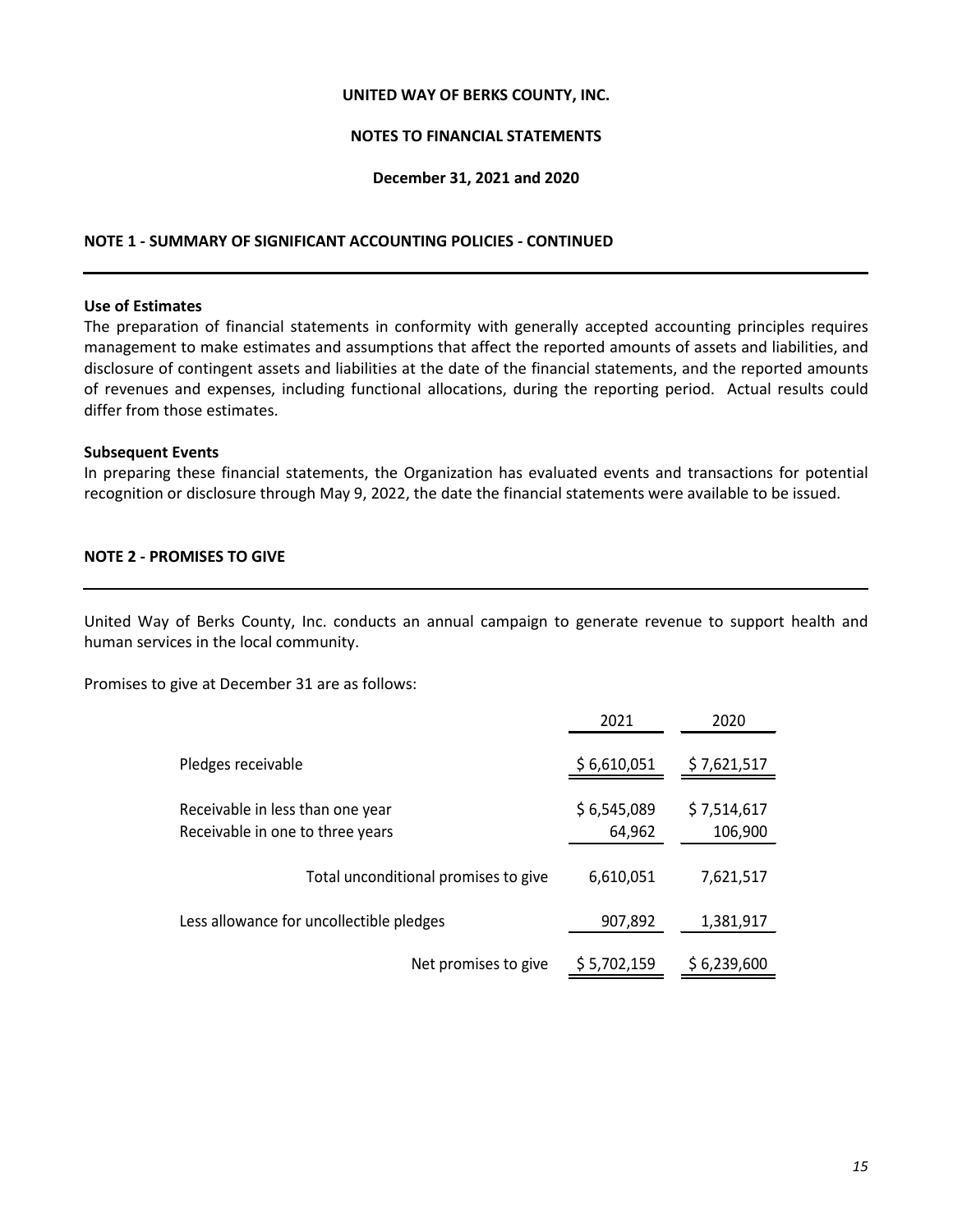UNITED WAY OF BERKS COUNTY, INC.

NOTES TO FINANCIAL STATEMENTS

December 31, 2021 and 2020

## NOTE 1 - SUMMARY OF SIGNIFICANT ACCOUNTING POLICIES - CONTINUED

### Use of Estimates

The preparation of financial statements in conformity with generally accepted accounting principles requires management to make estimates and assumptions that affect the reported amounts of assets and liabilities, and disclosure of contingent assets and liabilities at the date of the financial statements, and the reported amounts of revenues and expenses, including functional allocations, during the reporting period. Actual results could differ from those estimates.

### Subsequent Events

In preparing these financial statements, the Organization has evaluated events and transactions for potential recognition or disclosure through May 9, 2022, the date the financial statements were available to be issued.

## NOTE 2 - PROMISES TO GIVE

United Way of Berks County, Inc. conducts an annual campaign to generate revenue to support health and human services in the local community.

Promises to give at December 31 are as follows:

| | 2021 | 2020 |
|---|---|---|
| Pledges receivable | $ 6,610,051 | $ 7,621,517 |
| Receivable in less than one year | $ 6,545,089 | $ 7,514,617 |
| Receivable in one to three years | 64,962 | 106,900 |
| Total unconditional promises to give | 6,610,051 | 7,621,517 |
| Less allowance for uncollectible pledges | 907,892 | 1,381,917 |
| Net promises to give | $ 5,702,159 | $ 6,239,600 |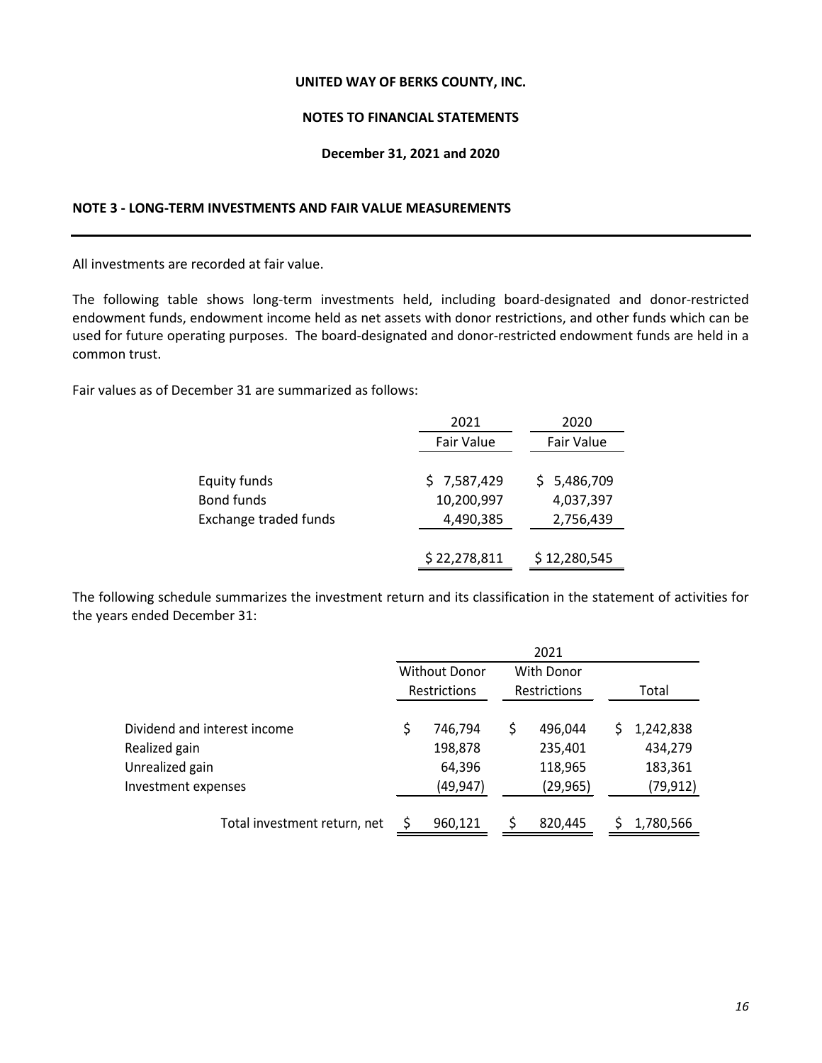UNITED WAY OF BERKS COUNTY, INC.

NOTES TO FINANCIAL STATEMENTS

December 31, 2021 and 2020

## NOTE 3 - LONG-TERM INVESTMENTS AND FAIR VALUE MEASUREMENTS

All investments are recorded at fair value.

The following table shows long-term investments held, including board-designated and donor-restricted endowment funds, endowment income held as net assets with donor restrictions, and other funds which can be used for future operating purposes. The board-designated and donor-restricted endowment funds are held in a common trust.

Fair values as of December 31 are summarized as follows:

| | 2021 | 2020 |
|---|---|---|
| | Fair Value | Fair Value |
| Equity funds | $ 7,587,429 | $ 5,486,709 |
| Bond funds | 10,200,997 | 4,037,397 |
| Exchange traded funds | 4,490,385 | 2,756,439 |
| | $ 22,278,811 | $ 12,280,545 |

The following schedule summarizes the investment return and its classification in the statement of activities for the years ended December 31:

| | 2021 | | |
|---|---|---|---|
| | Without Donor Restrictions | With Donor Restrictions | Total |
| Dividend and interest income | $ 746,794 | $ 496,044 | $ 1,242,838 |
| Realized gain | 198,878 | 235,401 | 434,279 |
| Unrealized gain | 64,396 | 118,965 | 183,361 |
| Investment expenses | (49,947) | (29,965) | (79,912) |
| Total investment return, net | $ 960,121 | $ 820,445 | $ 1,780,566 |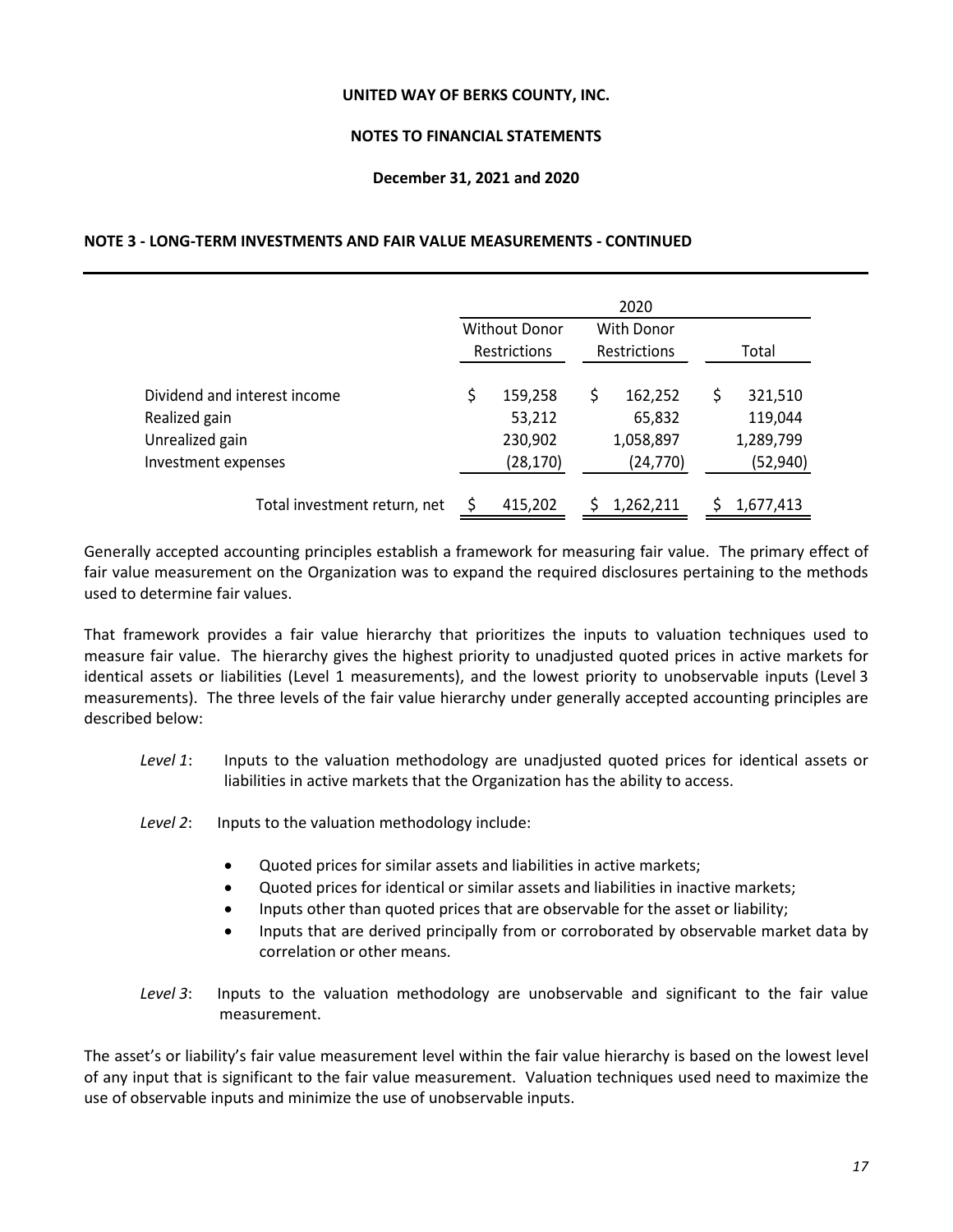**UNITED WAY OF BERKS COUNTY, INC.**

**NOTES TO FINANCIAL STATEMENTS**

**December 31, 2021 and 2020**

**NOTE 3 - LONG-TERM INVESTMENTS AND FAIR VALUE MEASUREMENTS - CONTINUED**

| | 2020 | | |
|---|---|---|---|
| | Without Donor Restrictions | With Donor Restrictions | Total |
| Dividend and interest income | $ 159,258 | $ 162,252 | $ 321,510 |
| Realized gain | 53,212 | 65,832 | 119,044 |
| Unrealized gain | 230,902 | 1,058,897 | 1,289,799 |
| Investment expenses | (28,170) | (24,770) | (52,940) |
| Total investment return, net | $ 415,202 | $ 1,262,211 | $ 1,677,413 |

Generally accepted accounting principles establish a framework for measuring fair value. The primary effect of fair value measurement on the Organization was to expand the required disclosures pertaining to the methods used to determine fair values.

That framework provides a fair value hierarchy that prioritizes the inputs to valuation techniques used to measure fair value. The hierarchy gives the highest priority to unadjusted quoted prices in active markets for identical assets or liabilities (Level 1 measurements), and the lowest priority to unobservable inputs (Level 3 measurements). The three levels of the fair value hierarchy under generally accepted accounting principles are described below:

*Level 1*: Inputs to the valuation methodology are unadjusted quoted prices for identical assets or liabilities in active markets that the Organization has the ability to access.

*Level 2*: Inputs to the valuation methodology include:

- Quoted prices for similar assets and liabilities in active markets;
- Quoted prices for identical or similar assets and liabilities in inactive markets;
- Inputs other than quoted prices that are observable for the asset or liability;
- Inputs that are derived principally from or corroborated by observable market data by correlation or other means.

*Level 3*: Inputs to the valuation methodology are unobservable and significant to the fair value measurement.

The asset's or liability's fair value measurement level within the fair value hierarchy is based on the lowest level of any input that is significant to the fair value measurement. Valuation techniques used need to maximize the use of observable inputs and minimize the use of unobservable inputs.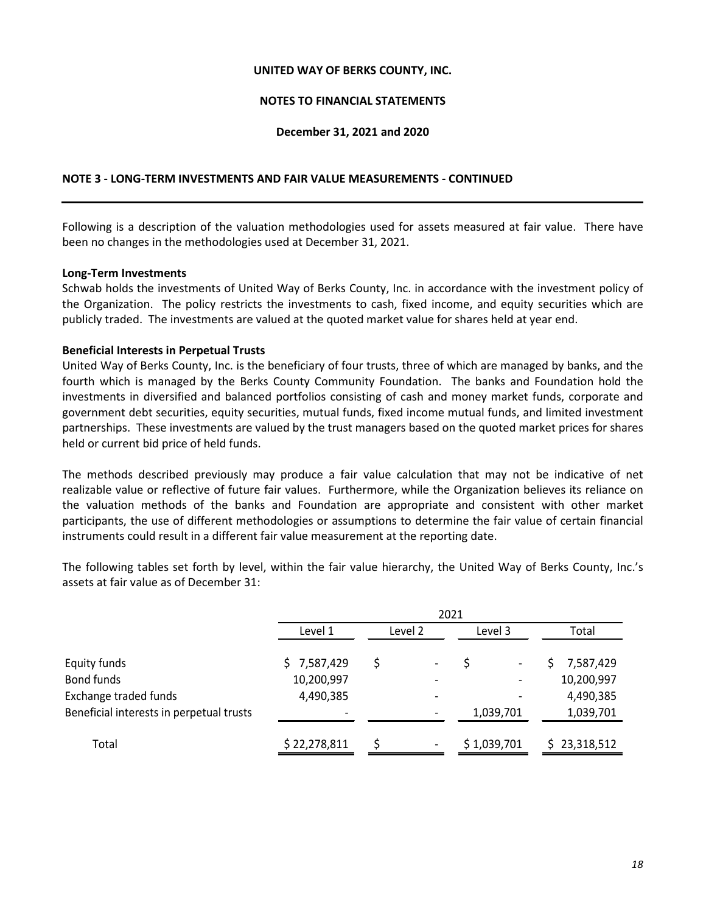**UNITED WAY OF BERKS COUNTY, INC.**

**NOTES TO FINANCIAL STATEMENTS**

**December 31, 2021 and 2020**

## NOTE 3 - LONG-TERM INVESTMENTS AND FAIR VALUE MEASUREMENTS - CONTINUED

Following is a description of the valuation methodologies used for assets measured at fair value. There have been no changes in the methodologies used at December 31, 2021.

**Long-Term Investments**
Schwab holds the investments of United Way of Berks County, Inc. in accordance with the investment policy of the Organization. The policy restricts the investments to cash, fixed income, and equity securities which are publicly traded. The investments are valued at the quoted market value for shares held at year end.

**Beneficial Interests in Perpetual Trusts**
United Way of Berks County, Inc. is the beneficiary of four trusts, three of which are managed by banks, and the fourth which is managed by the Berks County Community Foundation. The banks and Foundation hold the investments in diversified and balanced portfolios consisting of cash and money market funds, corporate and government debt securities, equity securities, mutual funds, fixed income mutual funds, and limited investment partnerships. These investments are valued by the trust managers based on the quoted market prices for shares held or current bid price of held funds.

The methods described previously may produce a fair value calculation that may not be indicative of net realizable value or reflective of future fair values. Furthermore, while the Organization believes its reliance on the valuation methods of the banks and Foundation are appropriate and consistent with other market participants, the use of different methodologies or assumptions to determine the fair value of certain financial instruments could result in a different fair value measurement at the reporting date.

The following tables set forth by level, within the fair value hierarchy, the United Way of Berks County, Inc.'s assets at fair value as of December 31:

| | 2021 | | | |
|---|---|---|---|---|
| | Level 1 | Level 2 | Level 3 | Total |
| Equity funds | $ 7,587,429 | $ - | $ - | $ 7,587,429 |
| Bond funds | 10,200,997 | - | - | 10,200,997 |
| Exchange traded funds | 4,490,385 | - | - | 4,490,385 |
| Beneficial interests in perpetual trusts | - | - | 1,039,701 | 1,039,701 |
| Total | $ 22,278,811 | $ - | $ 1,039,701 | $ 23,318,512 |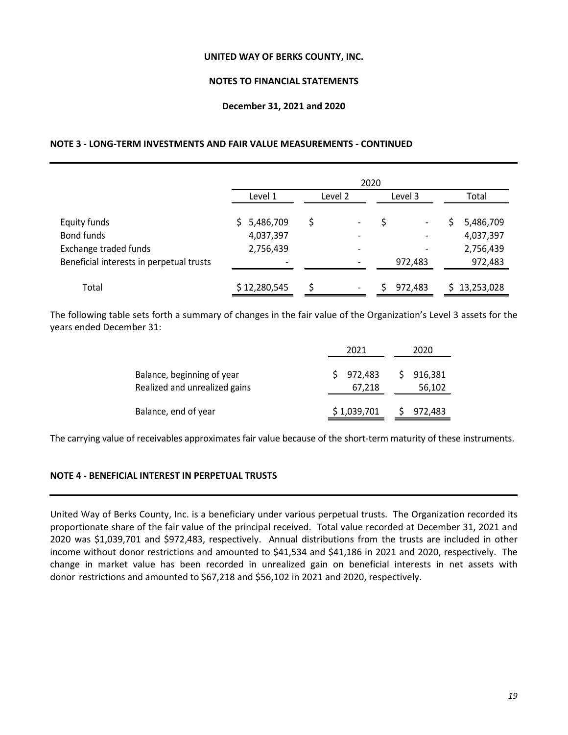**UNITED WAY OF BERKS COUNTY, INC.**

**NOTES TO FINANCIAL STATEMENTS**

**December 31, 2021 and 2020**

**NOTE 3 - LONG-TERM INVESTMENTS AND FAIR VALUE MEASUREMENTS - CONTINUED**

| | 2020 | | | |
|---|---|---|---|---|
| | Level 1 | Level 2 | Level 3 | Total |
| Equity funds | $ 5,486,709 | $ - | $ - | $ 5,486,709 |
| Bond funds | 4,037,397 | - | - | 4,037,397 |
| Exchange traded funds | 2,756,439 | - | - | 2,756,439 |
| Beneficial interests in perpetual trusts | - | - | 972,483 | 972,483 |
| Total | $ 12,280,545 | $ - | $ 972,483 | $ 13,253,028 |

The following table sets forth a summary of changes in the fair value of the Organization's Level 3 assets for the years ended December 31:

| | 2021 | 2020 |
|---|---|---|
| Balance, beginning of year | $ 972,483 | $ 916,381 |
| Realized and unrealized gains | 67,218 | 56,102 |
| Balance, end of year | $ 1,039,701 | $ 972,483 |

The carrying value of receivables approximates fair value because of the short-term maturity of these instruments.

**NOTE 4 - BENEFICIAL INTEREST IN PERPETUAL TRUSTS**

United Way of Berks County, Inc. is a beneficiary under various perpetual trusts. The Organization recorded its proportionate share of the fair value of the principal received. Total value recorded at December 31, 2021 and 2020 was $1,039,701 and $972,483, respectively. Annual distributions from the trusts are included in other income without donor restrictions and amounted to $41,534 and $41,186 in 2021 and 2020, respectively. The change in market value has been recorded in unrealized gain on beneficial interests in net assets with donor restrictions and amounted to $67,218 and $56,102 in 2021 and 2020, respectively.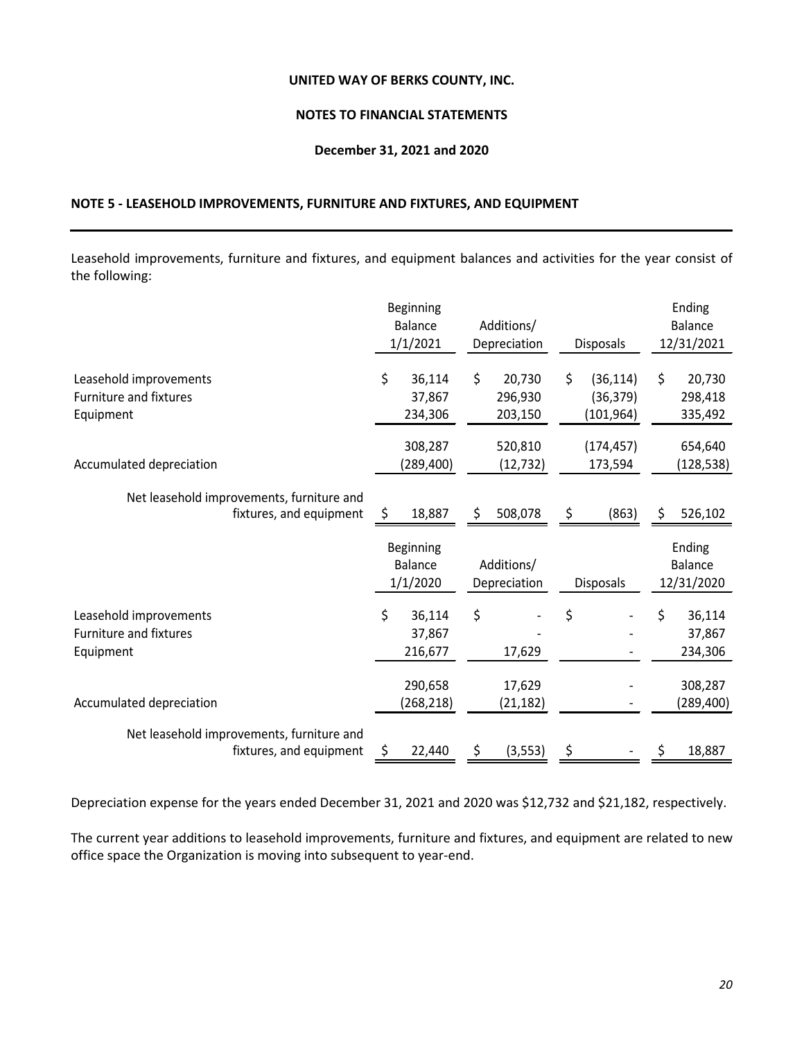**UNITED WAY OF BERKS COUNTY, INC.**

**NOTES TO FINANCIAL STATEMENTS**

**December 31, 2021 and 2020**

## NOTE 5 - LEASEHOLD IMPROVEMENTS, FURNITURE AND FIXTURES, AND EQUIPMENT

Leasehold improvements, furniture and fixtures, and equipment balances and activities for the year consist of the following:

| | Beginning Balance 1/1/2021 | Additions/ Depreciation | Disposals | Ending Balance 12/31/2021 |
|---|---|---|---|---|
| Leasehold improvements | $ 36,114 | $ 20,730 | $ (36,114) | $ 20,730 |
| Furniture and fixtures | 37,867 | 296,930 | (36,379) | 298,418 |
| Equipment | 234,306 | 203,150 | (101,964) | 335,492 |
| | 308,287 | 520,810 | (174,457) | 654,640 |
| Accumulated depreciation | (289,400) | (12,732) | 173,594 | (128,538) |
| Net leasehold improvements, furniture and fixtures, and equipment | $ 18,887 | $ 508,078 | $ (863) | $ 526,102 |

| | Beginning Balance 1/1/2020 | Additions/ Depreciation | Disposals | Ending Balance 12/31/2020 |
|---|---|---|---|---|
| Leasehold improvements | $ 36,114 | $ - | $ - | $ 36,114 |
| Furniture and fixtures | 37,867 | - | - | 37,867 |
| Equipment | 216,677 | 17,629 | - | 234,306 |
| | 290,658 | 17,629 | - | 308,287 |
| Accumulated depreciation | (268,218) | (21,182) | - | (289,400) |
| Net leasehold improvements, furniture and fixtures, and equipment | $ 22,440 | $ (3,553) | $ - | $ 18,887 |

Depreciation expense for the years ended December 31, 2021 and 2020 was $12,732 and $21,182, respectively.

The current year additions to leasehold improvements, furniture and fixtures, and equipment are related to new office space the Organization is moving into subsequent to year-end.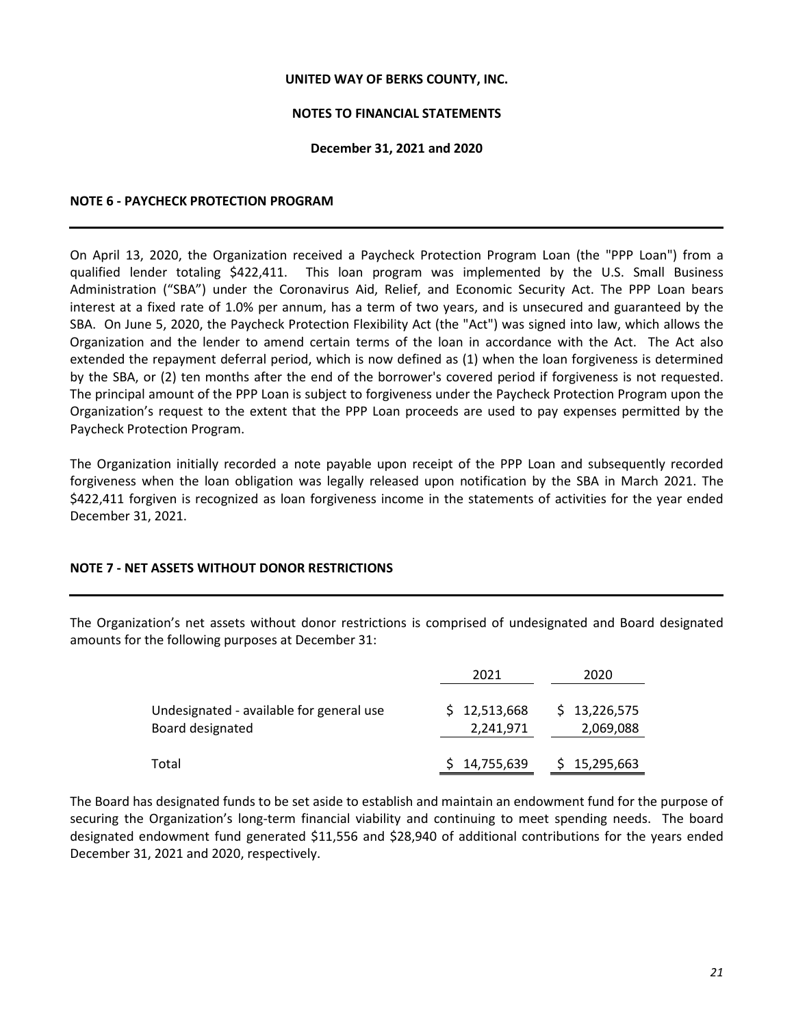# UNITED WAY OF BERKS COUNTY, INC.

## NOTES TO FINANCIAL STATEMENTS

### December 31, 2021 and 2020

### NOTE 6 - PAYCHECK PROTECTION PROGRAM

On April 13, 2020, the Organization received a Paycheck Protection Program Loan (the "PPP Loan") from a qualified lender totaling $422,411. This loan program was implemented by the U.S. Small Business Administration ("SBA") under the Coronavirus Aid, Relief, and Economic Security Act. The PPP Loan bears interest at a fixed rate of 1.0% per annum, has a term of two years, and is unsecured and guaranteed by the SBA. On June 5, 2020, the Paycheck Protection Flexibility Act (the "Act") was signed into law, which allows the Organization and the lender to amend certain terms of the loan in accordance with the Act. The Act also extended the repayment deferral period, which is now defined as (1) when the loan forgiveness is determined by the SBA, or (2) ten months after the end of the borrower's covered period if forgiveness is not requested. The principal amount of the PPP Loan is subject to forgiveness under the Paycheck Protection Program upon the Organization's request to the extent that the PPP Loan proceeds are used to pay expenses permitted by the Paycheck Protection Program.

The Organization initially recorded a note payable upon receipt of the PPP Loan and subsequently recorded forgiveness when the loan obligation was legally released upon notification by the SBA in March 2021. The $422,411 forgiven is recognized as loan forgiveness income in the statements of activities for the year ended December 31, 2021.

### NOTE 7 - NET ASSETS WITHOUT DONOR RESTRICTIONS

The Organization's net assets without donor restrictions is comprised of undesignated and Board designated amounts for the following purposes at December 31:

| | 2021 | 2020 |
|---|---|---|
| Undesignated - available for general use | $ 12,513,668 | $ 13,226,575 |
| Board designated | 2,241,971 | 2,069,088 |
| Total | $ 14,755,639 | $ 15,295,663 |

The Board has designated funds to be set aside to establish and maintain an endowment fund for the purpose of securing the Organization's long-term financial viability and continuing to meet spending needs. The board designated endowment fund generated $11,556 and $28,940 of additional contributions for the years ended December 31, 2021 and 2020, respectively.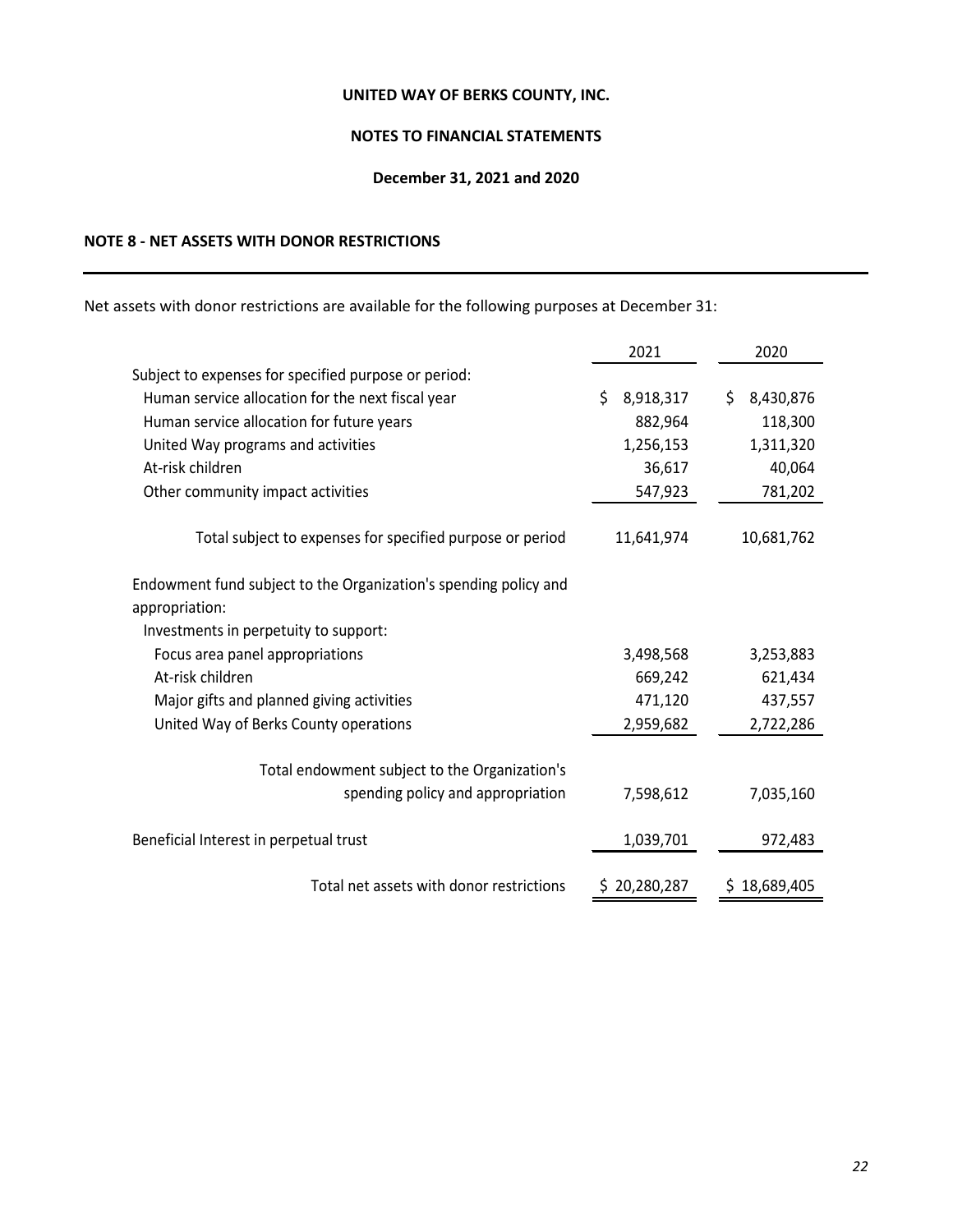**UNITED WAY OF BERKS COUNTY, INC.**

**NOTES TO FINANCIAL STATEMENTS**

**December 31, 2021 and 2020**

## NOTE 8 - NET ASSETS WITH DONOR RESTRICTIONS

Net assets with donor restrictions are available for the following purposes at December 31:

| | 2021 | 2020 |
|---|---|---|
| Subject to expenses for specified purpose or period: | | |
| Human service allocation for the next fiscal year | $ 8,918,317 | $ 8,430,876 |
| Human service allocation for future years | 882,964 | 118,300 |
| United Way programs and activities | 1,256,153 | 1,311,320 |
| At-risk children | 36,617 | 40,064 |
| Other community impact activities | 547,923 | 781,202 |
| Total subject to expenses for specified purpose or period | 11,641,974 | 10,681,762 |
| Endowment fund subject to the Organization's spending policy and appropriation: | | |
| Investments in perpetuity to support: | | |
| Focus area panel appropriations | 3,498,568 | 3,253,883 |
| At-risk children | 669,242 | 621,434 |
| Major gifts and planned giving activities | 471,120 | 437,557 |
| United Way of Berks County operations | 2,959,682 | 2,722,286 |
| Total endowment subject to the Organization's spending policy and appropriation | 7,598,612 | 7,035,160 |
| Beneficial Interest in perpetual trust | 1,039,701 | 972,483 |
| Total net assets with donor restrictions | $ 20,280,287 | $ 18,689,405 |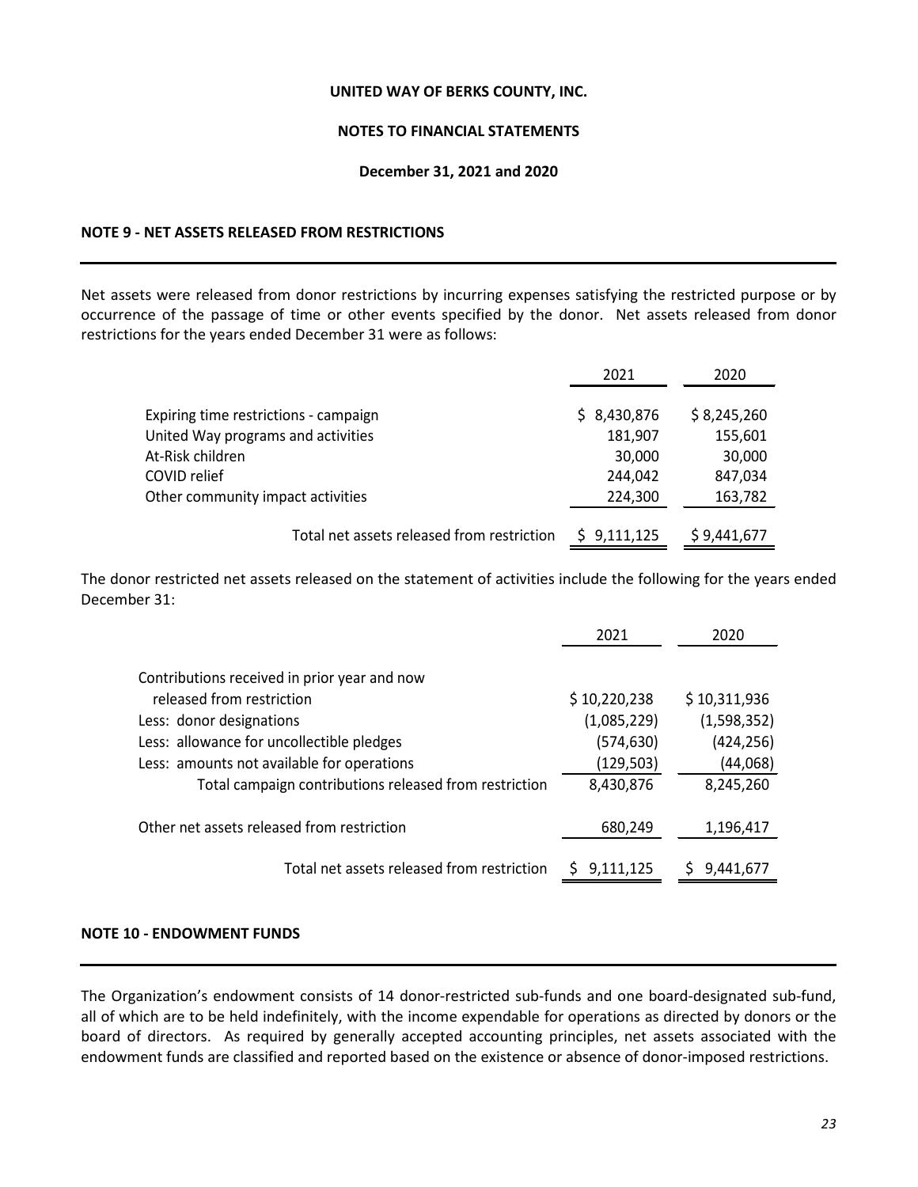**UNITED WAY OF BERKS COUNTY, INC.**

**NOTES TO FINANCIAL STATEMENTS**

**December 31, 2021 and 2020**

## NOTE 9 - NET ASSETS RELEASED FROM RESTRICTIONS

Net assets were released from donor restrictions by incurring expenses satisfying the restricted purpose or by occurrence of the passage of time or other events specified by the donor. Net assets released from donor restrictions for the years ended December 31 were as follows:

| | 2021 | 2020 |
|---|---|---|
| Expiring time restrictions - campaign | $ 8,430,876 | $ 8,245,260 |
| United Way programs and activities | 181,907 | 155,601 |
| At-Risk children | 30,000 | 30,000 |
| COVID relief | 244,042 | 847,034 |
| Other community impact activities | 224,300 | 163,782 |
| Total net assets released from restriction | $ 9,111,125 | $ 9,441,677 |

The donor restricted net assets released on the statement of activities include the following for the years ended December 31:

| | 2021 | 2020 |
|---|---|---|
| Contributions received in prior year and now released from restriction | $ 10,220,238 | $ 10,311,936 |
| Less: donor designations | (1,085,229) | (1,598,352) |
| Less: allowance for uncollectible pledges | (574,630) | (424,256) |
| Less: amounts not available for operations | (129,503) | (44,068) |
| Total campaign contributions released from restriction | 8,430,876 | 8,245,260 |
| Other net assets released from restriction | 680,249 | 1,196,417 |
| Total net assets released from restriction | $ 9,111,125 | $ 9,441,677 |

## NOTE 10 - ENDOWMENT FUNDS

The Organization's endowment consists of 14 donor-restricted sub-funds and one board-designated sub-fund, all of which are to be held indefinitely, with the income expendable for operations as directed by donors or the board of directors. As required by generally accepted accounting principles, net assets associated with the endowment funds are classified and reported based on the existence or absence of donor-imposed restrictions.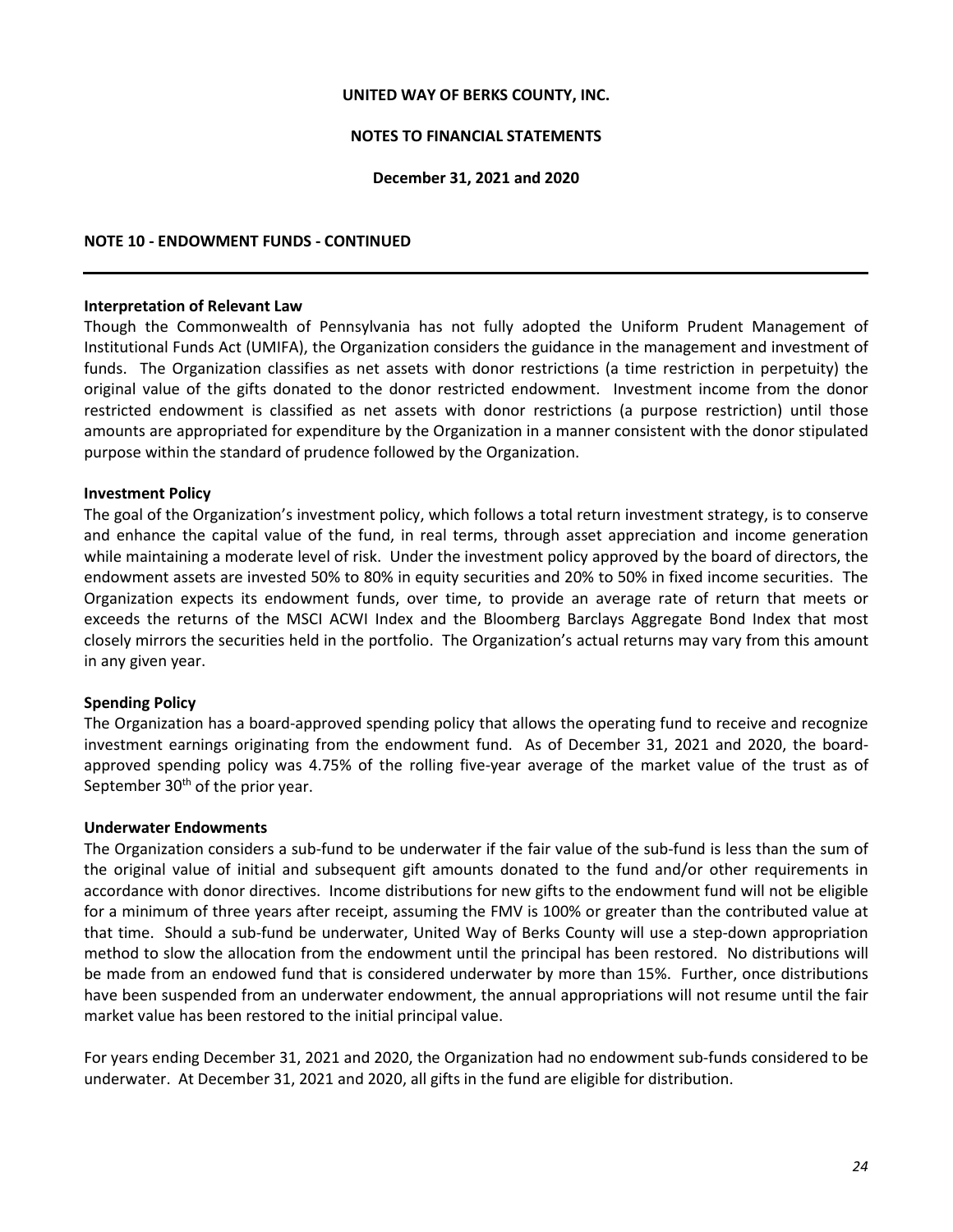UNITED WAY OF BERKS COUNTY, INC.

NOTES TO FINANCIAL STATEMENTS

December 31, 2021 and 2020

## NOTE 10 - ENDOWMENT FUNDS - CONTINUED

### Interpretation of Relevant Law

Though the Commonwealth of Pennsylvania has not fully adopted the Uniform Prudent Management of Institutional Funds Act (UMIFA), the Organization considers the guidance in the management and investment of funds. The Organization classifies as net assets with donor restrictions (a time restriction in perpetuity) the original value of the gifts donated to the donor restricted endowment. Investment income from the donor restricted endowment is classified as net assets with donor restrictions (a purpose restriction) until those amounts are appropriated for expenditure by the Organization in a manner consistent with the donor stipulated purpose within the standard of prudence followed by the Organization.

### Investment Policy

The goal of the Organization's investment policy, which follows a total return investment strategy, is to conserve and enhance the capital value of the fund, in real terms, through asset appreciation and income generation while maintaining a moderate level of risk. Under the investment policy approved by the board of directors, the endowment assets are invested 50% to 80% in equity securities and 20% to 50% in fixed income securities. The Organization expects its endowment funds, over time, to provide an average rate of return that meets or exceeds the returns of the MSCI ACWI Index and the Bloomberg Barclays Aggregate Bond Index that most closely mirrors the securities held in the portfolio. The Organization's actual returns may vary from this amount in any given year.

### Spending Policy

The Organization has a board-approved spending policy that allows the operating fund to receive and recognize investment earnings originating from the endowment fund. As of December 31, 2021 and 2020, the board-approved spending policy was 4.75% of the rolling five-year average of the market value of the trust as of September 30th of the prior year.

### Underwater Endowments

The Organization considers a sub-fund to be underwater if the fair value of the sub-fund is less than the sum of the original value of initial and subsequent gift amounts donated to the fund and/or other requirements in accordance with donor directives. Income distributions for new gifts to the endowment fund will not be eligible for a minimum of three years after receipt, assuming the FMV is 100% or greater than the contributed value at that time. Should a sub-fund be underwater, United Way of Berks County will use a step-down appropriation method to slow the allocation from the endowment until the principal has been restored. No distributions will be made from an endowed fund that is considered underwater by more than 15%. Further, once distributions have been suspended from an underwater endowment, the annual appropriations will not resume until the fair market value has been restored to the initial principal value.

For years ending December 31, 2021 and 2020, the Organization had no endowment sub-funds considered to be underwater. At December 31, 2021 and 2020, all gifts in the fund are eligible for distribution.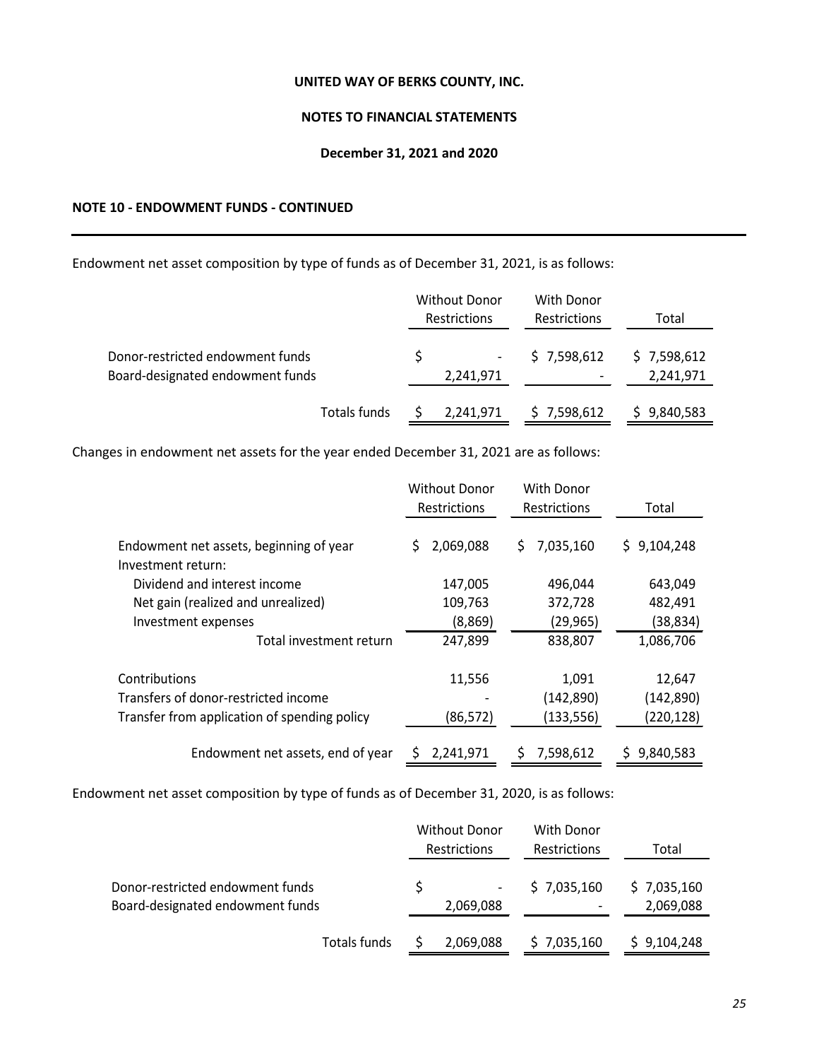UNITED WAY OF BERKS COUNTY, INC.

NOTES TO FINANCIAL STATEMENTS

December 31, 2021 and 2020

### NOTE 10 - ENDOWMENT FUNDS - CONTINUED

Endowment net asset composition by type of funds as of December 31, 2021, is as follows:

| | Without Donor Restrictions | With Donor Restrictions | Total |
|---|---|---|---|
| Donor-restricted endowment funds | $ - | $ 7,598,612 | $ 7,598,612 |
| Board-designated endowment funds | 2,241,971 | - | 2,241,971 |
| Totals funds | $ 2,241,971 | $ 7,598,612 | $ 9,840,583 |

Changes in endowment net assets for the year ended December 31, 2021 are as follows:

| | Without Donor Restrictions | With Donor Restrictions | Total |
|---|---|---|---|
| Endowment net assets, beginning of year | $ 2,069,088 | $ 7,035,160 | $ 9,104,248 |
| Investment return: | | | |
| Dividend and interest income | 147,005 | 496,044 | 643,049 |
| Net gain (realized and unrealized) | 109,763 | 372,728 | 482,491 |
| Investment expenses | (8,869) | (29,965) | (38,834) |
| Total investment return | 247,899 | 838,807 | 1,086,706 |
| Contributions | 11,556 | 1,091 | 12,647 |
| Transfers of donor-restricted income | - | (142,890) | (142,890) |
| Transfer from application of spending policy | (86,572) | (133,556) | (220,128) |
| Endowment net assets, end of year | $ 2,241,971 | $ 7,598,612 | $ 9,840,583 |

Endowment net asset composition by type of funds as of December 31, 2020, is as follows:

| | Without Donor Restrictions | With Donor Restrictions | Total |
|---|---|---|---|
| Donor-restricted endowment funds | $ - | $ 7,035,160 | $ 7,035,160 |
| Board-designated endowment funds | 2,069,088 | - | 2,069,088 |
| Totals funds | $ 2,069,088 | $ 7,035,160 | $ 9,104,248 |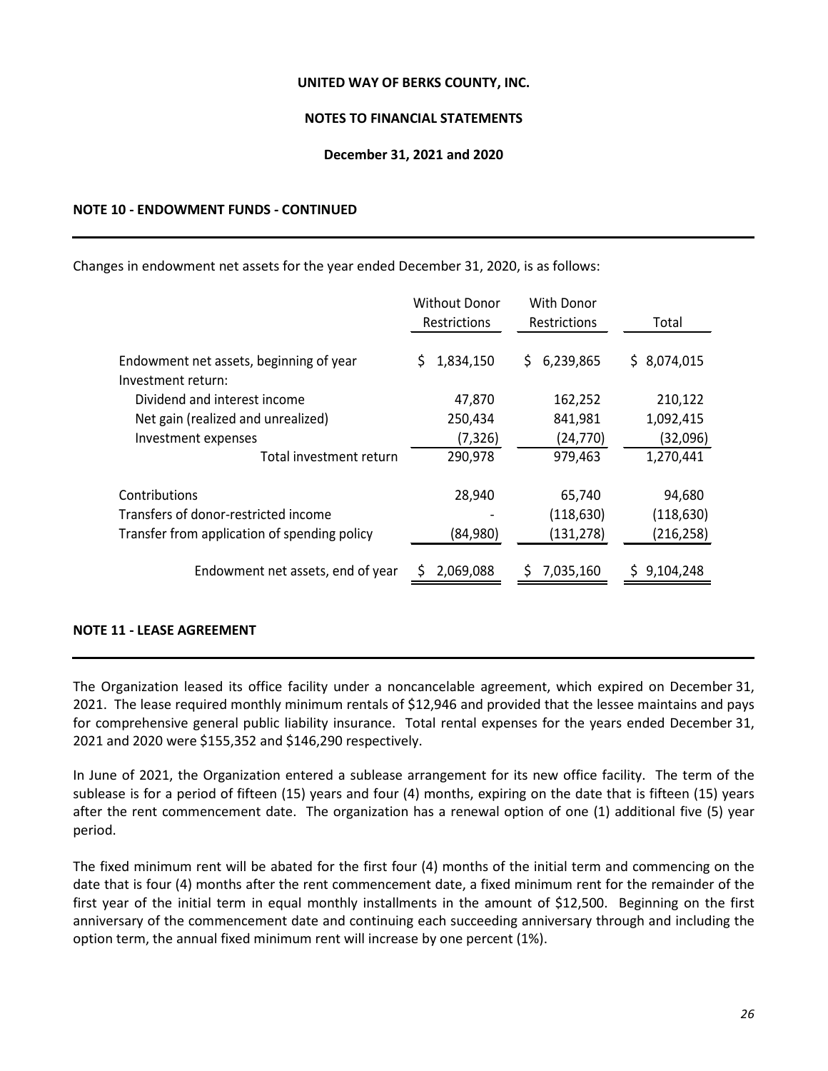## NOTE 10 - ENDOWMENT FUNDS - CONTINUED

Changes in endowment net assets for the year ended December 31, 2020, is as follows:

| | Without Donor Restrictions | With Donor Restrictions | Total |
|---|---|---|---|
| Endowment net assets, beginning of year | $ 1,834,150 | $ 6,239,865 | $ 8,074,015 |
| Investment return: | | | |
| Dividend and interest income | 47,870 | 162,252 | 210,122 |
| Net gain (realized and unrealized) | 250,434 | 841,981 | 1,092,415 |
| Investment expenses | (7,326) | (24,770) | (32,096) |
| Total investment return | 290,978 | 979,463 | 1,270,441 |
| Contributions | 28,940 | 65,740 | 94,680 |
| Transfers of donor-restricted income | - | (118,630) | (118,630) |
| Transfer from application of spending policy | (84,980) | (131,278) | (216,258) |
| Endowment net assets, end of year | $ 2,069,088 | $ 7,035,160 | $ 9,104,248 |

## NOTE 11 - LEASE AGREEMENT

The Organization leased its office facility under a noncancelable agreement, which expired on December 31, 2021. The lease required monthly minimum rentals of $12,946 and provided that the lessee maintains and pays for comprehensive general public liability insurance. Total rental expenses for the years ended December 31, 2021 and 2020 were $155,352 and $146,290 respectively.

In June of 2021, the Organization entered a sublease arrangement for its new office facility. The term of the sublease is for a period of fifteen (15) years and four (4) months, expiring on the date that is fifteen (15) years after the rent commencement date. The organization has a renewal option of one (1) additional five (5) year period.

The fixed minimum rent will be abated for the first four (4) months of the initial term and commencing on the date that is four (4) months after the rent commencement date, a fixed minimum rent for the remainder of the first year of the initial term in equal monthly installments in the amount of $12,500. Beginning on the first anniversary of the commencement date and continuing each succeeding anniversary through and including the option term, the annual fixed minimum rent will increase by one percent (1%).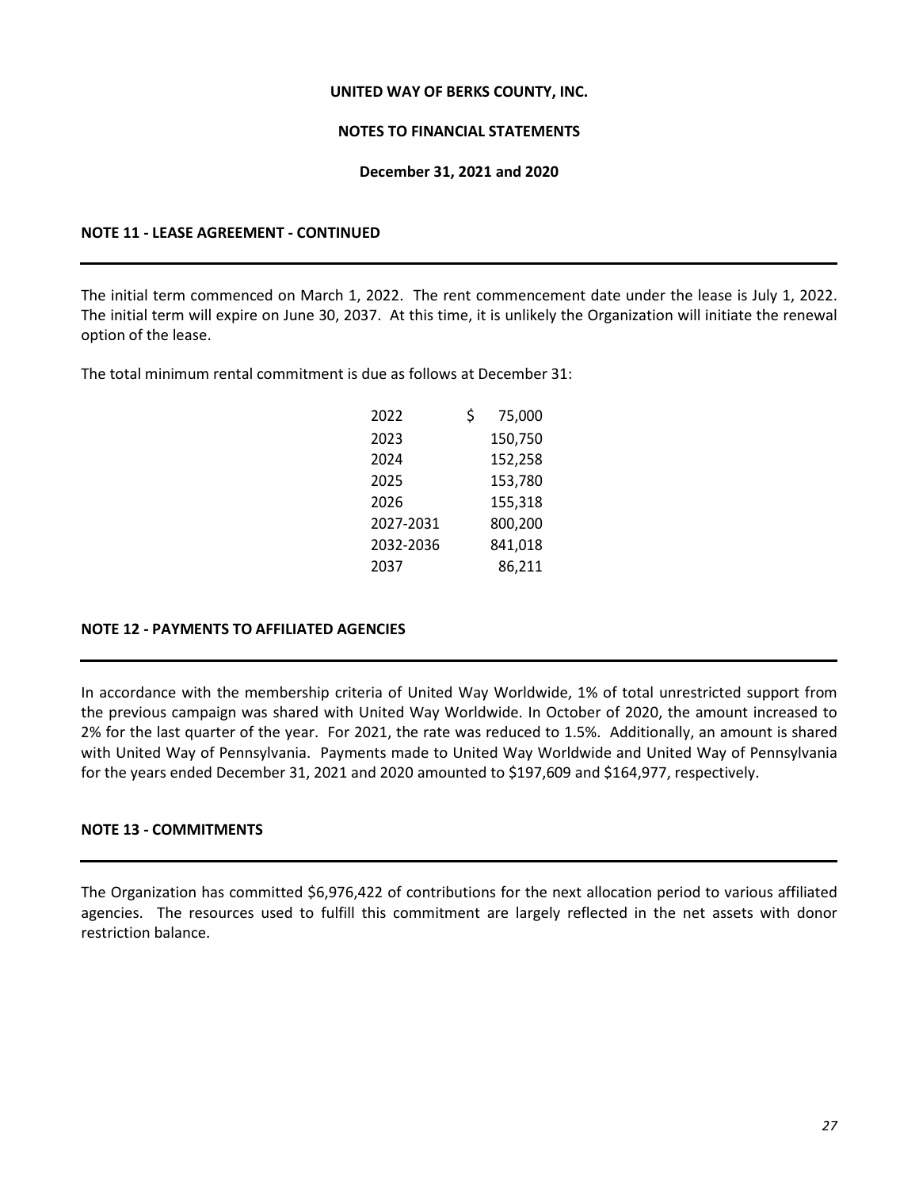UNITED WAY OF BERKS COUNTY, INC.

NOTES TO FINANCIAL STATEMENTS

December 31, 2021 and 2020

### NOTE 11 - LEASE AGREEMENT - CONTINUED

The initial term commenced on March 1, 2022. The rent commencement date under the lease is July 1, 2022. The initial term will expire on June 30, 2037. At this time, it is unlikely the Organization will initiate the renewal option of the lease.

The total minimum rental commitment is due as follows at December 31:

| | |
|---|---|
| 2022 | $ 75,000 |
| 2023 | 150,750 |
| 2024 | 152,258 |
| 2025 | 153,780 |
| 2026 | 155,318 |
| 2027-2031 | 800,200 |
| 2032-2036 | 841,018 |
| 2037 | 86,211 |

### NOTE 12 - PAYMENTS TO AFFILIATED AGENCIES

In accordance with the membership criteria of United Way Worldwide, 1% of total unrestricted support from the previous campaign was shared with United Way Worldwide. In October of 2020, the amount increased to 2% for the last quarter of the year. For 2021, the rate was reduced to 1.5%. Additionally, an amount is shared with United Way of Pennsylvania. Payments made to United Way Worldwide and United Way of Pennsylvania for the years ended December 31, 2021 and 2020 amounted to $197,609 and $164,977, respectively.

### NOTE 13 - COMMITMENTS

The Organization has committed $6,976,422 of contributions for the next allocation period to various affiliated agencies. The resources used to fulfill this commitment are largely reflected in the net assets with donor restriction balance.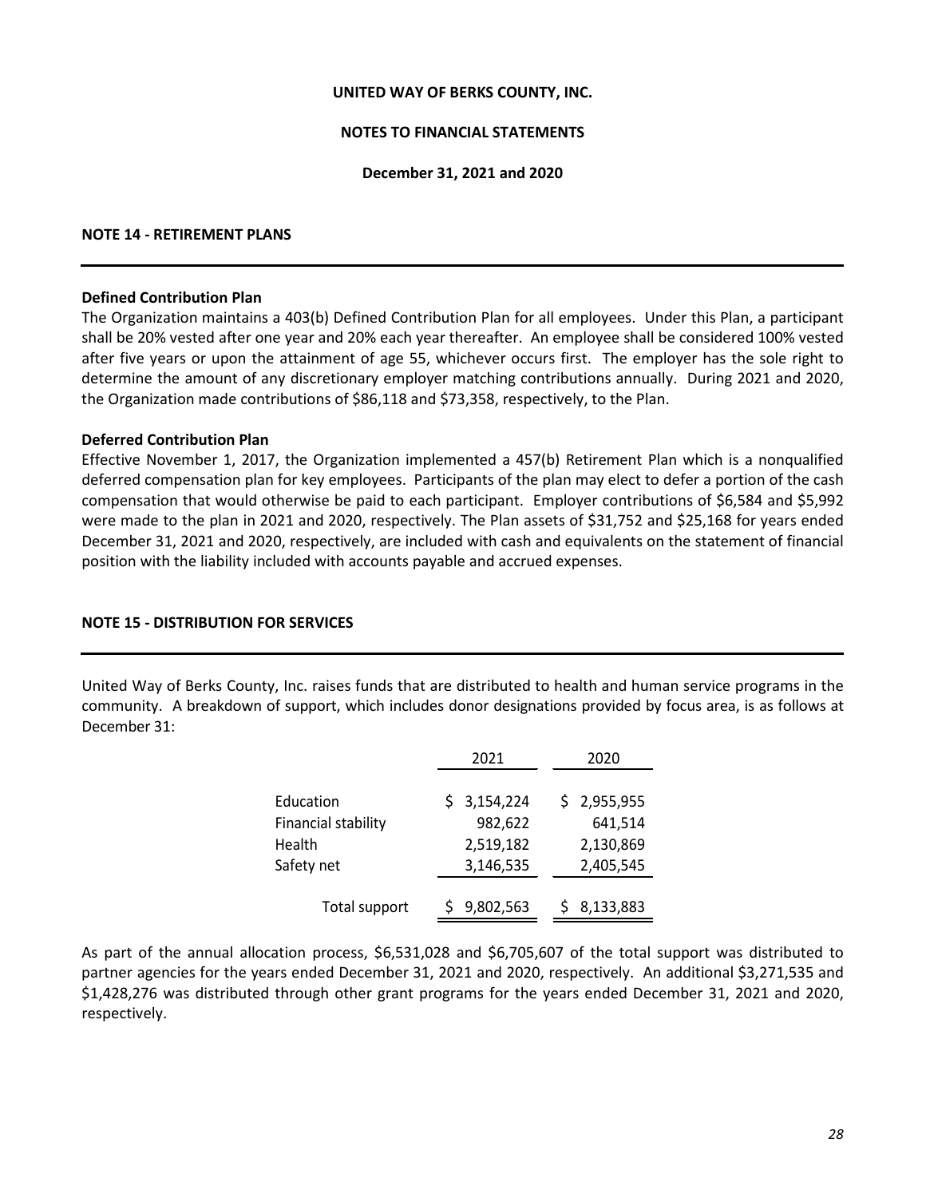**UNITED WAY OF BERKS COUNTY, INC.**

**NOTES TO FINANCIAL STATEMENTS**

**December 31, 2021 and 2020**

## NOTE 14 - RETIREMENT PLANS

**Defined Contribution Plan**

The Organization maintains a 403(b) Defined Contribution Plan for all employees. Under this Plan, a participant shall be 20% vested after one year and 20% each year thereafter. An employee shall be considered 100% vested after five years or upon the attainment of age 55, whichever occurs first. The employer has the sole right to determine the amount of any discretionary employer matching contributions annually. During 2021 and 2020, the Organization made contributions of $86,118 and $73,358, respectively, to the Plan.

**Deferred Contribution Plan**

Effective November 1, 2017, the Organization implemented a 457(b) Retirement Plan which is a nonqualified deferred compensation plan for key employees. Participants of the plan may elect to defer a portion of the cash compensation that would otherwise be paid to each participant. Employer contributions of $6,584 and $5,992 were made to the plan in 2021 and 2020, respectively. The Plan assets of $31,752 and $25,168 for years ended December 31, 2021 and 2020, respectively, are included with cash and equivalents on the statement of financial position with the liability included with accounts payable and accrued expenses.

## NOTE 15 - DISTRIBUTION FOR SERVICES

United Way of Berks County, Inc. raises funds that are distributed to health and human service programs in the community. A breakdown of support, which includes donor designations provided by focus area, is as follows at December 31:

| | 2021 | 2020 |
|---|---|---|
| Education | $ 3,154,224 | $ 2,955,955 |
| Financial stability | 982,622 | 641,514 |
| Health | 2,519,182 | 2,130,869 |
| Safety net | 3,146,535 | 2,405,545 |
| Total support | $ 9,802,563 | $ 8,133,883 |

As part of the annual allocation process, $6,531,028 and $6,705,607 of the total support was distributed to partner agencies for the years ended December 31, 2021 and 2020, respectively. An additional $3,271,535 and $1,428,276 was distributed through other grant programs for the years ended December 31, 2021 and 2020, respectively.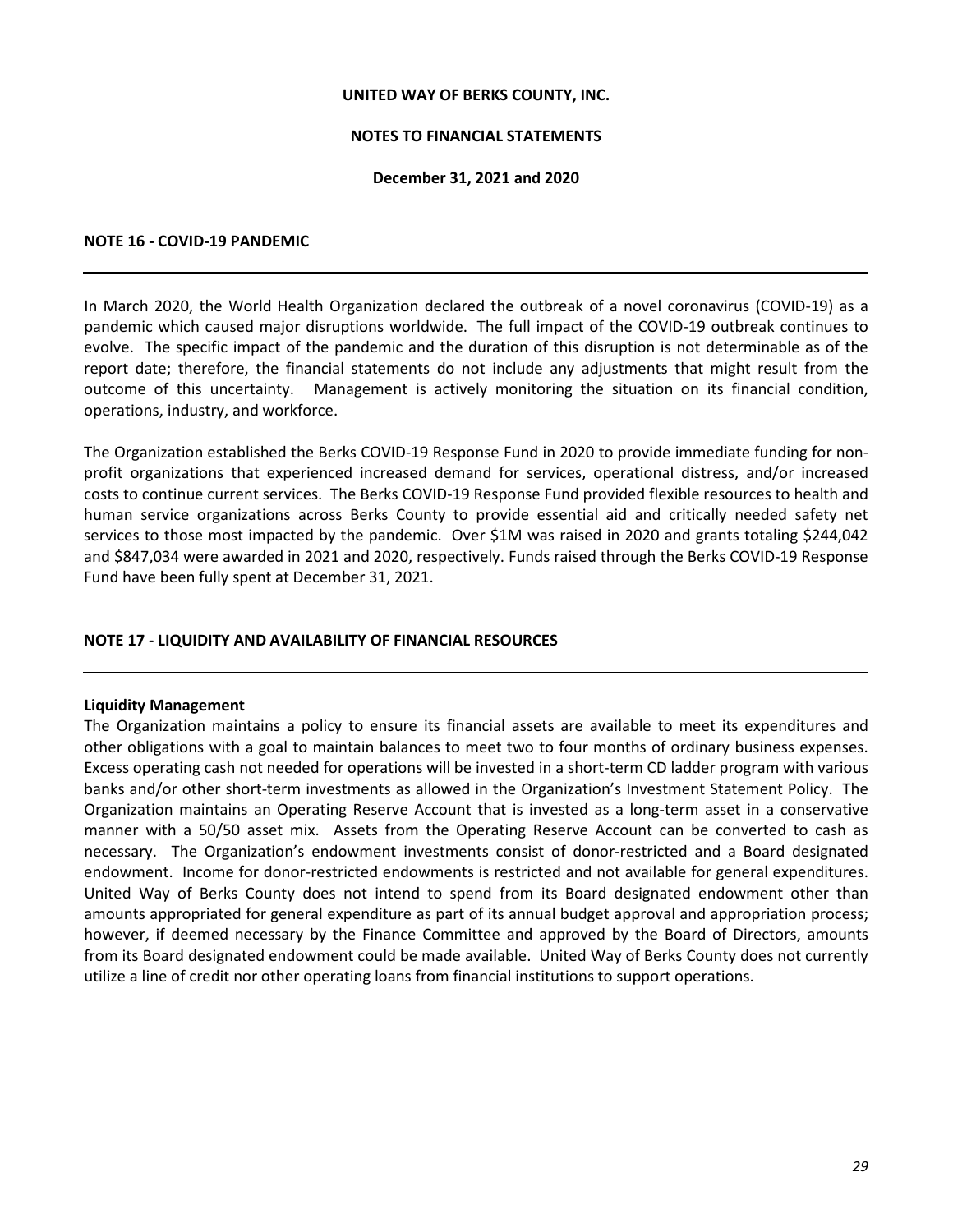UNITED WAY OF BERKS COUNTY, INC.

NOTES TO FINANCIAL STATEMENTS

December 31, 2021 and 2020

## NOTE 16 - COVID-19 PANDEMIC

In March 2020, the World Health Organization declared the outbreak of a novel coronavirus (COVID-19) as a pandemic which caused major disruptions worldwide. The full impact of the COVID-19 outbreak continues to evolve. The specific impact of the pandemic and the duration of this disruption is not determinable as of the report date; therefore, the financial statements do not include any adjustments that might result from the outcome of this uncertainty. Management is actively monitoring the situation on its financial condition, operations, industry, and workforce.

The Organization established the Berks COVID-19 Response Fund in 2020 to provide immediate funding for non-profit organizations that experienced increased demand for services, operational distress, and/or increased costs to continue current services. The Berks COVID-19 Response Fund provided flexible resources to health and human service organizations across Berks County to provide essential aid and critically needed safety net services to those most impacted by the pandemic. Over $1M was raised in 2020 and grants totaling $244,042 and $847,034 were awarded in 2021 and 2020, respectively. Funds raised through the Berks COVID-19 Response Fund have been fully spent at December 31, 2021.

## NOTE 17 - LIQUIDITY AND AVAILABILITY OF FINANCIAL RESOURCES

**Liquidity Management**

The Organization maintains a policy to ensure its financial assets are available to meet its expenditures and other obligations with a goal to maintain balances to meet two to four months of ordinary business expenses. Excess operating cash not needed for operations will be invested in a short-term CD ladder program with various banks and/or other short-term investments as allowed in the Organization's Investment Statement Policy. The Organization maintains an Operating Reserve Account that is invested as a long-term asset in a conservative manner with a 50/50 asset mix. Assets from the Operating Reserve Account can be converted to cash as necessary. The Organization's endowment investments consist of donor-restricted and a Board designated endowment. Income for donor-restricted endowments is restricted and not available for general expenditures. United Way of Berks County does not intend to spend from its Board designated endowment other than amounts appropriated for general expenditure as part of its annual budget approval and appropriation process; however, if deemed necessary by the Finance Committee and approved by the Board of Directors, amounts from its Board designated endowment could be made available. United Way of Berks County does not currently utilize a line of credit nor other operating loans from financial institutions to support operations.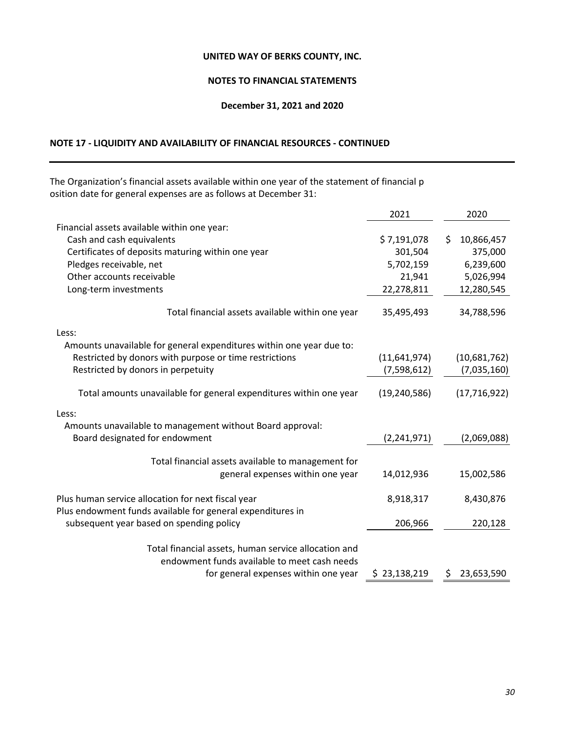**UNITED WAY OF BERKS COUNTY, INC.**

**NOTES TO FINANCIAL STATEMENTS**

**December 31, 2021 and 2020**

## NOTE 17 - LIQUIDITY AND AVAILABILITY OF FINANCIAL RESOURCES - CONTINUED

The Organization's financial assets available within one year of the statement of financial p osition date for general expenses are as follows at December 31:

| | 2021 | 2020 |
|---|---|---|
| Financial assets available within one year: | | |
| Cash and cash equivalents | $ 7,191,078 | $ 10,866,457 |
| Certificates of deposits maturing within one year | 301,504 | 375,000 |
| Pledges receivable, net | 5,702,159 | 6,239,600 |
| Other accounts receivable | 21,941 | 5,026,994 |
| Long-term investments | 22,278,811 | 12,280,545 |
| Total financial assets available within one year | 35,495,493 | 34,788,596 |
| Less: | | |
| Amounts unavailable for general expenditures within one year due to: | | |
| Restricted by donors with purpose or time restrictions | (11,641,974) | (10,681,762) |
| Restricted by donors in perpetuity | (7,598,612) | (7,035,160) |
| Total amounts unavailable for general expenditures within one year | (19,240,586) | (17,716,922) |
| Less: | | |
| Amounts unavailable to management without Board approval: | | |
| Board designated for endowment | (2,241,971) | (2,069,088) |
| Total financial assets available to management for general expenses within one year | 14,012,936 | 15,002,586 |
| Plus human service allocation for next fiscal year | 8,918,317 | 8,430,876 |
| Plus endowment funds available for general expenditures in subsequent year based on spending policy | 206,966 | 220,128 |
| Total financial assets, human service allocation and endowment funds available to meet cash needs for general expenses within one year | $ 23,138,219 | $ 23,653,590 |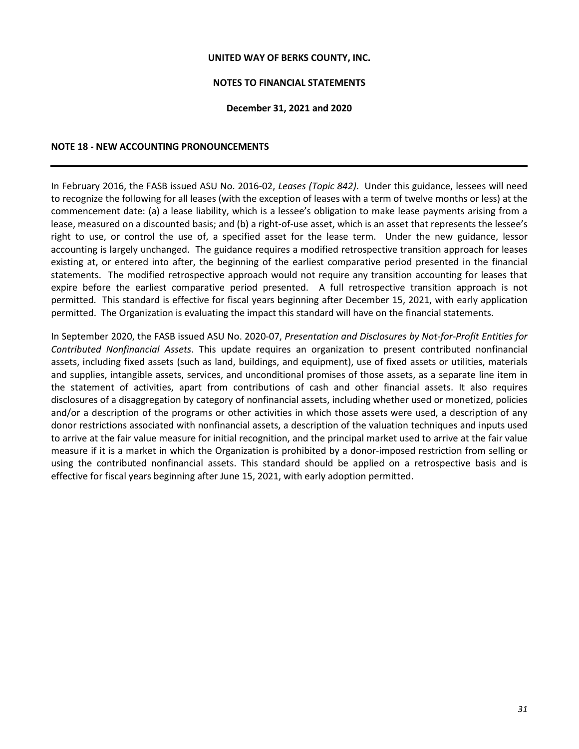**UNITED WAY OF BERKS COUNTY, INC.**

**NOTES TO FINANCIAL STATEMENTS**

**December 31, 2021 and 2020**

## NOTE 18 - NEW ACCOUNTING PRONOUNCEMENTS

In February 2016, the FASB issued ASU No. 2016-02, *Leases (Topic 842)*. Under this guidance, lessees will need to recognize the following for all leases (with the exception of leases with a term of twelve months or less) at the commencement date: (a) a lease liability, which is a lessee's obligation to make lease payments arising from a lease, measured on a discounted basis; and (b) a right-of-use asset, which is an asset that represents the lessee's right to use, or control the use of, a specified asset for the lease term. Under the new guidance, lessor accounting is largely unchanged. The guidance requires a modified retrospective transition approach for leases existing at, or entered into after, the beginning of the earliest comparative period presented in the financial statements. The modified retrospective approach would not require any transition accounting for leases that expire before the earliest comparative period presented. A full retrospective transition approach is not permitted. This standard is effective for fiscal years beginning after December 15, 2021, with early application permitted. The Organization is evaluating the impact this standard will have on the financial statements.

In September 2020, the FASB issued ASU No. 2020-07, *Presentation and Disclosures by Not-for-Profit Entities for Contributed Nonfinancial Assets*. This update requires an organization to present contributed nonfinancial assets, including fixed assets (such as land, buildings, and equipment), use of fixed assets or utilities, materials and supplies, intangible assets, services, and unconditional promises of those assets, as a separate line item in the statement of activities, apart from contributions of cash and other financial assets. It also requires disclosures of a disaggregation by category of nonfinancial assets, including whether used or monetized, policies and/or a description of the programs or other activities in which those assets were used, a description of any donor restrictions associated with nonfinancial assets, a description of the valuation techniques and inputs used to arrive at the fair value measure for initial recognition, and the principal market used to arrive at the fair value measure if it is a market in which the Organization is prohibited by a donor-imposed restriction from selling or using the contributed nonfinancial assets. This standard should be applied on a retrospective basis and is effective for fiscal years beginning after June 15, 2021, with early adoption permitted.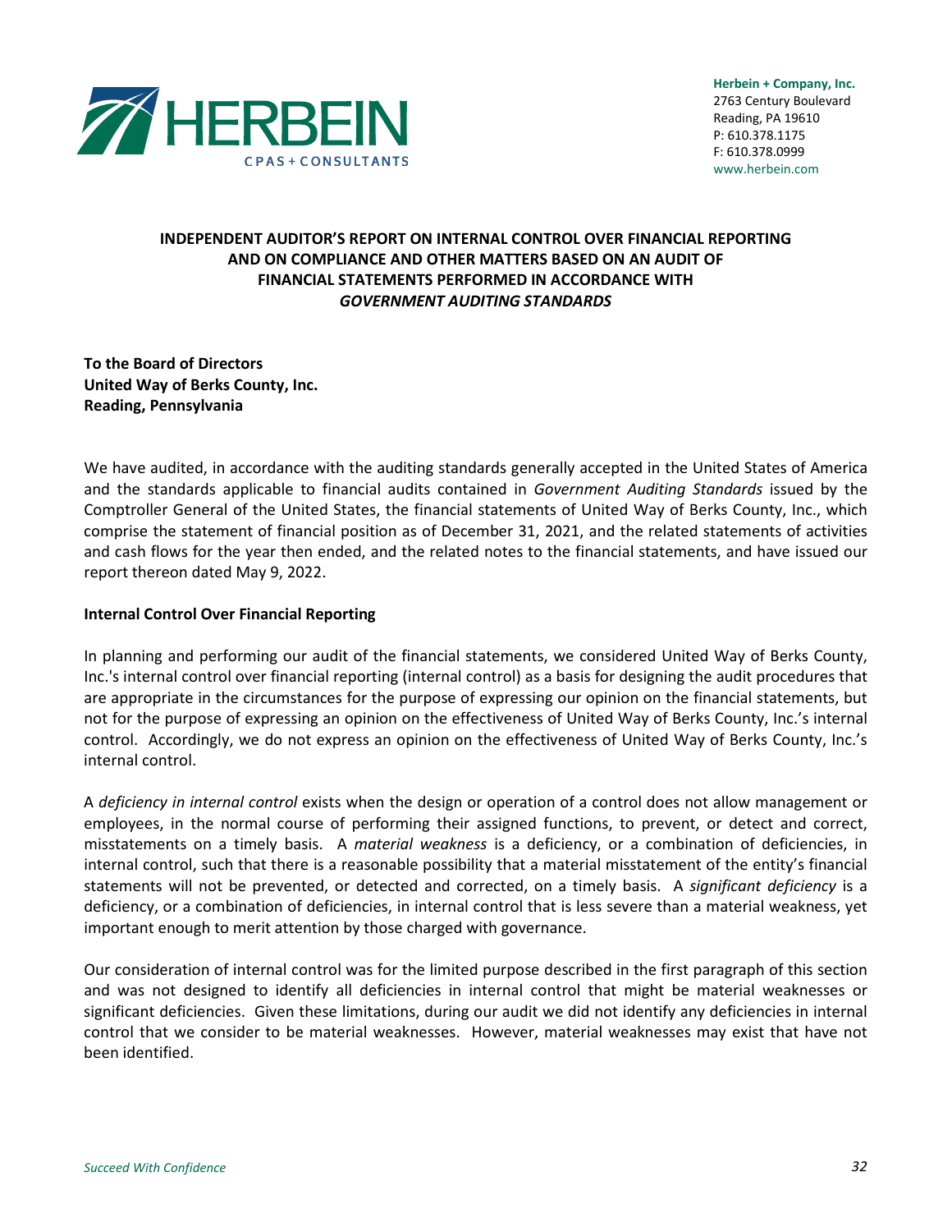**Herbein + Company, Inc.**
2763 Century Boulevard
Reading, PA 19610
P: 610.378.1175
F: 610.378.0999
www.herbein.com

# INDEPENDENT AUDITOR'S REPORT ON INTERNAL CONTROL OVER FINANCIAL REPORTING AND ON COMPLIANCE AND OTHER MATTERS BASED ON AN AUDIT OF FINANCIAL STATEMENTS PERFORMED IN ACCORDANCE WITH *GOVERNMENT AUDITING STANDARDS*

**To the Board of Directors**
**United Way of Berks County, Inc.**
**Reading, Pennsylvania**

We have audited, in accordance with the auditing standards generally accepted in the United States of America and the standards applicable to financial audits contained in *Government Auditing Standards* issued by the Comptroller General of the United States, the financial statements of United Way of Berks County, Inc., which comprise the statement of financial position as of December 31, 2021, and the related statements of activities and cash flows for the year then ended, and the related notes to the financial statements, and have issued our report thereon dated May 9, 2022.

**Internal Control Over Financial Reporting**

In planning and performing our audit of the financial statements, we considered United Way of Berks County, Inc.'s internal control over financial reporting (internal control) as a basis for designing the audit procedures that are appropriate in the circumstances for the purpose of expressing our opinion on the financial statements, but not for the purpose of expressing an opinion on the effectiveness of United Way of Berks County, Inc.'s internal control. Accordingly, we do not express an opinion on the effectiveness of United Way of Berks County, Inc.'s internal control.

A *deficiency in internal control* exists when the design or operation of a control does not allow management or employees, in the normal course of performing their assigned functions, to prevent, or detect and correct, misstatements on a timely basis. A *material weakness* is a deficiency, or a combination of deficiencies, in internal control, such that there is a reasonable possibility that a material misstatement of the entity's financial statements will not be prevented, or detected and corrected, on a timely basis. A *significant deficiency* is a deficiency, or a combination of deficiencies, in internal control that is less severe than a material weakness, yet important enough to merit attention by those charged with governance.

Our consideration of internal control was for the limited purpose described in the first paragraph of this section and was not designed to identify all deficiencies in internal control that might be material weaknesses or significant deficiencies. Given these limitations, during our audit we did not identify any deficiencies in internal control that we consider to be material weaknesses. However, material weaknesses may exist that have not been identified.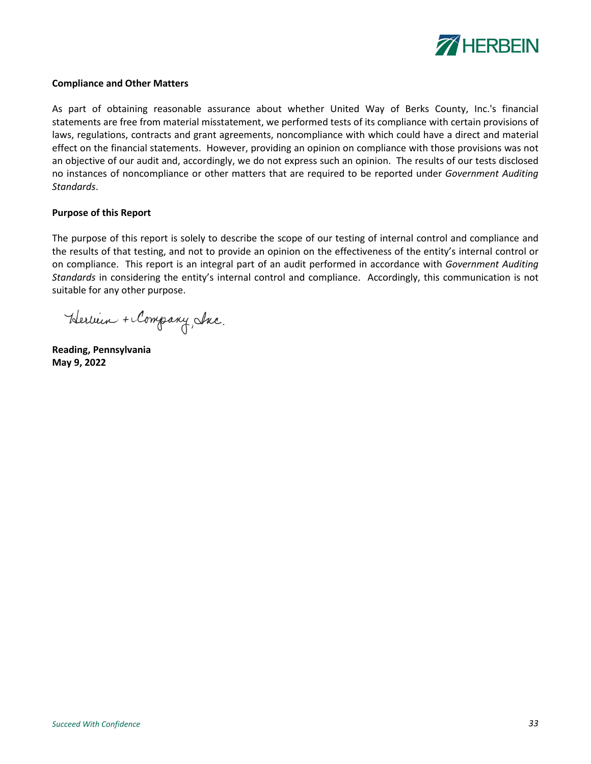**Compliance and Other Matters**

As part of obtaining reasonable assurance about whether United Way of Berks County, Inc.'s financial statements are free from material misstatement, we performed tests of its compliance with certain provisions of laws, regulations, contracts and grant agreements, noncompliance with which could have a direct and material effect on the financial statements. However, providing an opinion on compliance with those provisions was not an objective of our audit and, accordingly, we do not express such an opinion. The results of our tests disclosed no instances of noncompliance or other matters that are required to be reported under *Government Auditing Standards*.

**Purpose of this Report**

The purpose of this report is solely to describe the scope of our testing of internal control and compliance and the results of that testing, and not to provide an opinion on the effectiveness of the entity's internal control or on compliance. This report is an integral part of an audit performed in accordance with *Government Auditing Standards* in considering the entity's internal control and compliance. Accordingly, this communication is not suitable for any other purpose.

Herbein + Company, Inc.

**Reading, Pennsylvania**
**May 9, 2022**